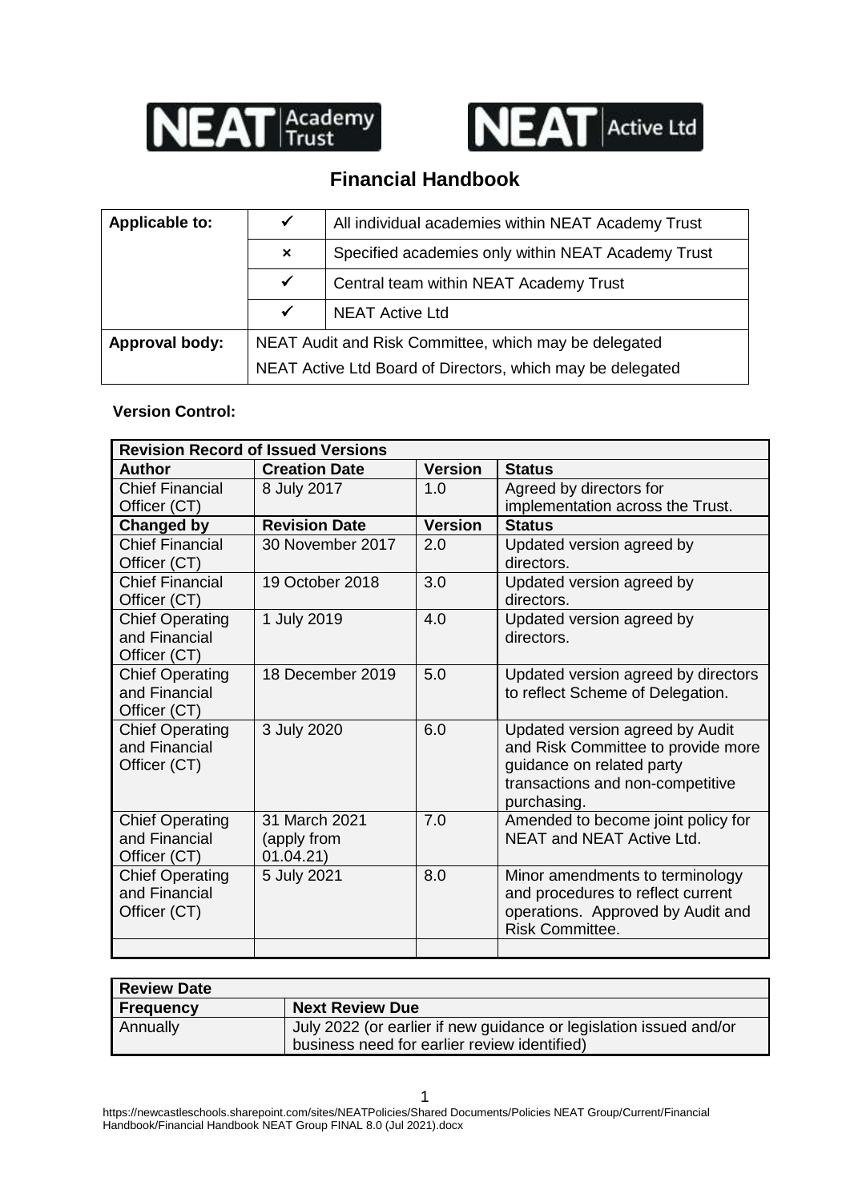NEAT Academy Trust    NEAT Active Ltd

# Financial Handbook

| Applicable to: | ✓ | All individual academies within NEAT Academy Trust |
|---|---|---|
| | × | Specified academies only within NEAT Academy Trust |
| | ✓ | Central team within NEAT Academy Trust |
| | ✓ | NEAT Active Ltd |
| Approval body: | NEAT Audit and Risk Committee, which may be delegated<br>NEAT Active Ltd Board of Directors, which may be delegated | |

**Version Control:**

| Revision Record of Issued Versions | | | |
|---|---|---|---|
| **Author** | **Creation Date** | **Version** | **Status** |
| Chief Financial Officer (CT) | 8 July 2017 | 1.0 | Agreed by directors for implementation across the Trust. |
| **Changed by** | **Revision Date** | **Version** | **Status** |
| Chief Financial Officer (CT) | 30 November 2017 | 2.0 | Updated version agreed by directors. |
| Chief Financial Officer (CT) | 19 October 2018 | 3.0 | Updated version agreed by directors. |
| Chief Operating and Financial Officer (CT) | 1 July 2019 | 4.0 | Updated version agreed by directors. |
| Chief Operating and Financial Officer (CT) | 18 December 2019 | 5.0 | Updated version agreed by directors to reflect Scheme of Delegation. |
| Chief Operating and Financial Officer (CT) | 3 July 2020 | 6.0 | Updated version agreed by Audit and Risk Committee to provide more guidance on related party transactions and non-competitive purchasing. |
| Chief Operating and Financial Officer (CT) | 31 March 2021 (apply from 01.04.21) | 7.0 | Amended to become joint policy for NEAT and NEAT Active Ltd. |
| Chief Operating and Financial Officer (CT) | 5 July 2021 | 8.0 | Minor amendments to terminology and procedures to reflect current operations. Approved by Audit and Risk Committee. |
| | | | |

| Review Date | |
|---|---|
| **Frequency** | **Next Review Due** |
| Annually | July 2022 (or earlier if new guidance or legislation issued and/or business need for earlier review identified) |

https://newcastleschools.sharepoint.com/sites/NEATPolicies/Shared Documents/Policies NEAT Group/Current/Financial Handbook/Financial Handbook NEAT Group FINAL 8.0 (Jul 2021).docx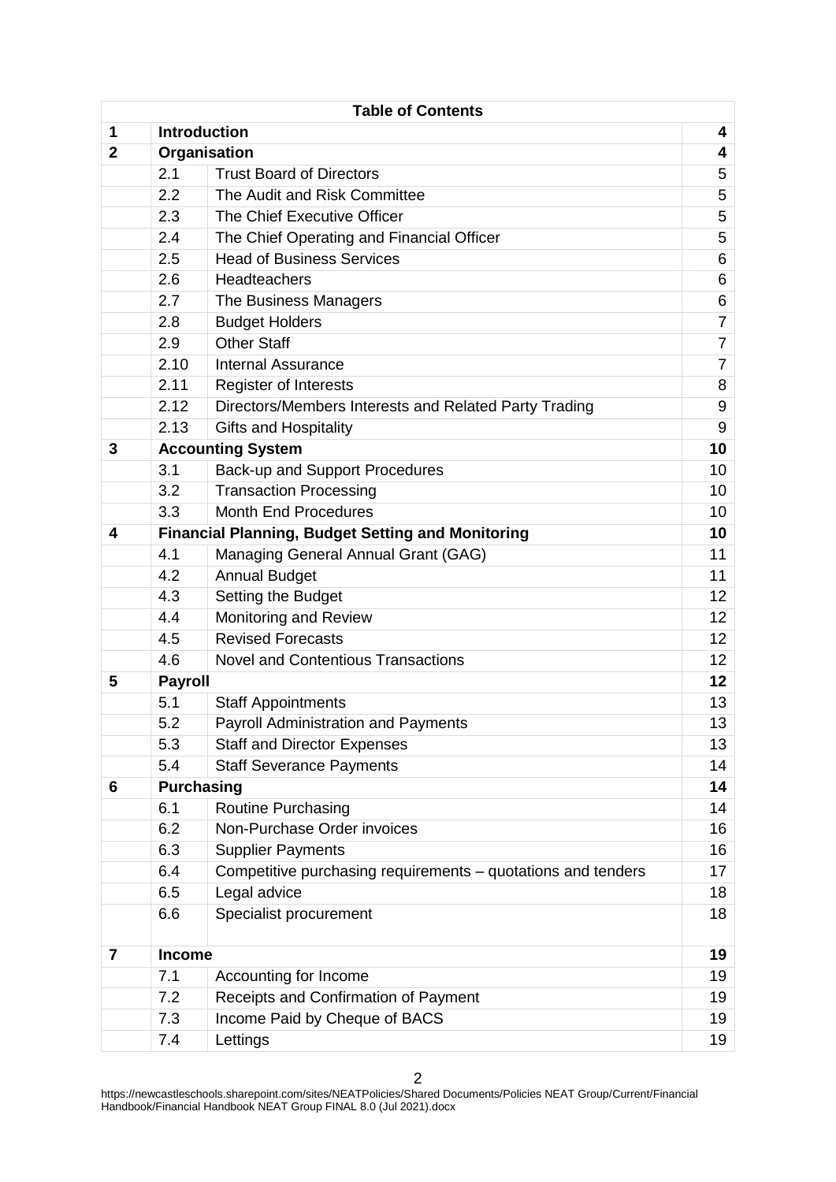| Table of Contents | | | |
|---|---|---|---|
| **1** | **Introduction** | | **4** |
| **2** | **Organisation** | | **4** |
| | 2.1 | Trust Board of Directors | 5 |
| | 2.2 | The Audit and Risk Committee | 5 |
| | 2.3 | The Chief Executive Officer | 5 |
| | 2.4 | The Chief Operating and Financial Officer | 5 |
| | 2.5 | Head of Business Services | 6 |
| | 2.6 | Headteachers | 6 |
| | 2.7 | The Business Managers | 6 |
| | 2.8 | Budget Holders | 7 |
| | 2.9 | Other Staff | 7 |
| | 2.10 | Internal Assurance | 7 |
| | 2.11 | Register of Interests | 8 |
| | 2.12 | Directors/Members Interests and Related Party Trading | 9 |
| | 2.13 | Gifts and Hospitality | 9 |
| **3** | **Accounting System** | | **10** |
| | 3.1 | Back-up and Support Procedures | 10 |
| | 3.2 | Transaction Processing | 10 |
| | 3.3 | Month End Procedures | 10 |
| **4** | **Financial Planning, Budget Setting and Monitoring** | | **10** |
| | 4.1 | Managing General Annual Grant (GAG) | 11 |
| | 4.2 | Annual Budget | 11 |
| | 4.3 | Setting the Budget | 12 |
| | 4.4 | Monitoring and Review | 12 |
| | 4.5 | Revised Forecasts | 12 |
| | 4.6 | Novel and Contentious Transactions | 12 |
| **5** | **Payroll** | | **12** |
| | 5.1 | Staff Appointments | 13 |
| | 5.2 | Payroll Administration and Payments | 13 |
| | 5.3 | Staff and Director Expenses | 13 |
| | 5.4 | Staff Severance Payments | 14 |
| **6** | **Purchasing** | | **14** |
| | 6.1 | Routine Purchasing | 14 |
| | 6.2 | Non-Purchase Order invoices | 16 |
| | 6.3 | Supplier Payments | 16 |
| | 6.4 | Competitive purchasing requirements – quotations and tenders | 17 |
| | 6.5 | Legal advice | 18 |
| | 6.6 | Specialist procurement | 18 |
| **7** | **Income** | | **19** |
| | 7.1 | Accounting for Income | 19 |
| | 7.2 | Receipts and Confirmation of Payment | 19 |
| | 7.3 | Income Paid by Cheque of BACS | 19 |
| | 7.4 | Lettings | 19 |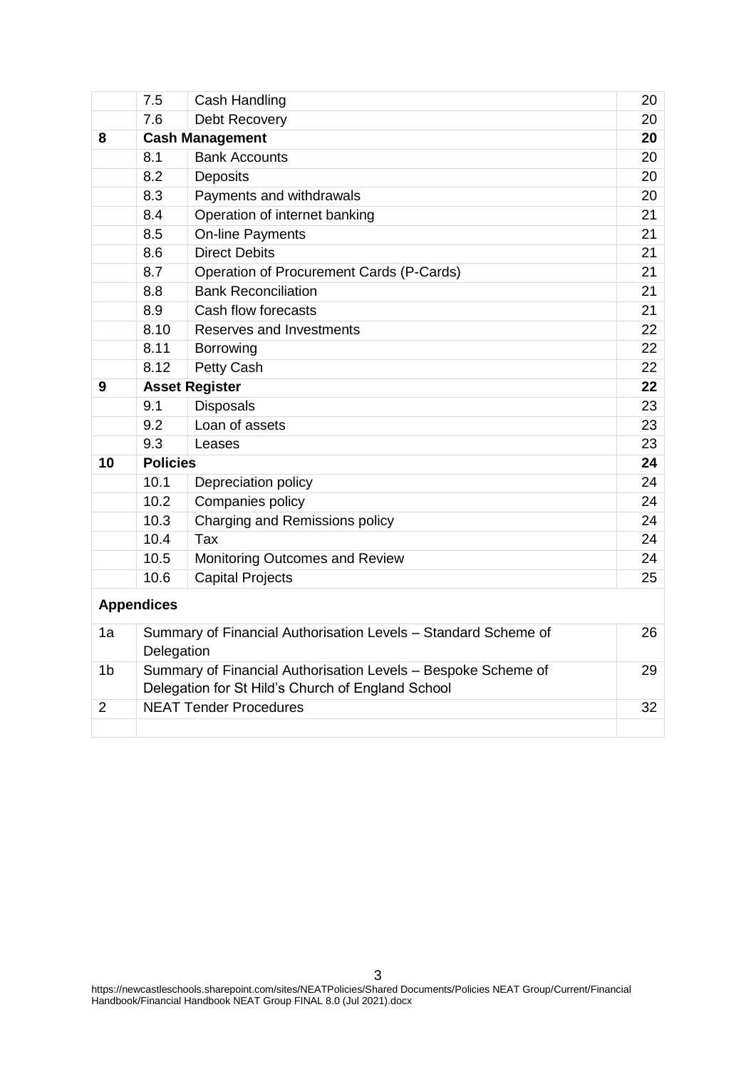| | | | |
|---|---|---|---|
| | 7.5 | Cash Handling | 20 |
| | 7.6 | Debt Recovery | 20 |
| **8** | **Cash Management** | | **20** |
| | 8.1 | Bank Accounts | 20 |
| | 8.2 | Deposits | 20 |
| | 8.3 | Payments and withdrawals | 20 |
| | 8.4 | Operation of internet banking | 21 |
| | 8.5 | On-line Payments | 21 |
| | 8.6 | Direct Debits | 21 |
| | 8.7 | Operation of Procurement Cards (P-Cards) | 21 |
| | 8.8 | Bank Reconciliation | 21 |
| | 8.9 | Cash flow forecasts | 21 |
| | 8.10 | Reserves and Investments | 22 |
| | 8.11 | Borrowing | 22 |
| | 8.12 | Petty Cash | 22 |
| **9** | **Asset Register** | | **22** |
| | 9.1 | Disposals | 23 |
| | 9.2 | Loan of assets | 23 |
| | 9.3 | Leases | 23 |
| **10** | **Policies** | | **24** |
| | 10.1 | Depreciation policy | 24 |
| | 10.2 | Companies policy | 24 |
| | 10.3 | Charging and Remissions policy | 24 |
| | 10.4 | Tax | 24 |
| | 10.5 | Monitoring Outcomes and Review | 24 |
| | 10.6 | Capital Projects | 25 |

**Appendices**

| | | |
|---|---|---|
| 1a | Summary of Financial Authorisation Levels – Standard Scheme of Delegation | 26 |
| 1b | Summary of Financial Authorisation Levels – Bespoke Scheme of Delegation for St Hild's Church of England School | 29 |
| 2 | NEAT Tender Procedures | 32 |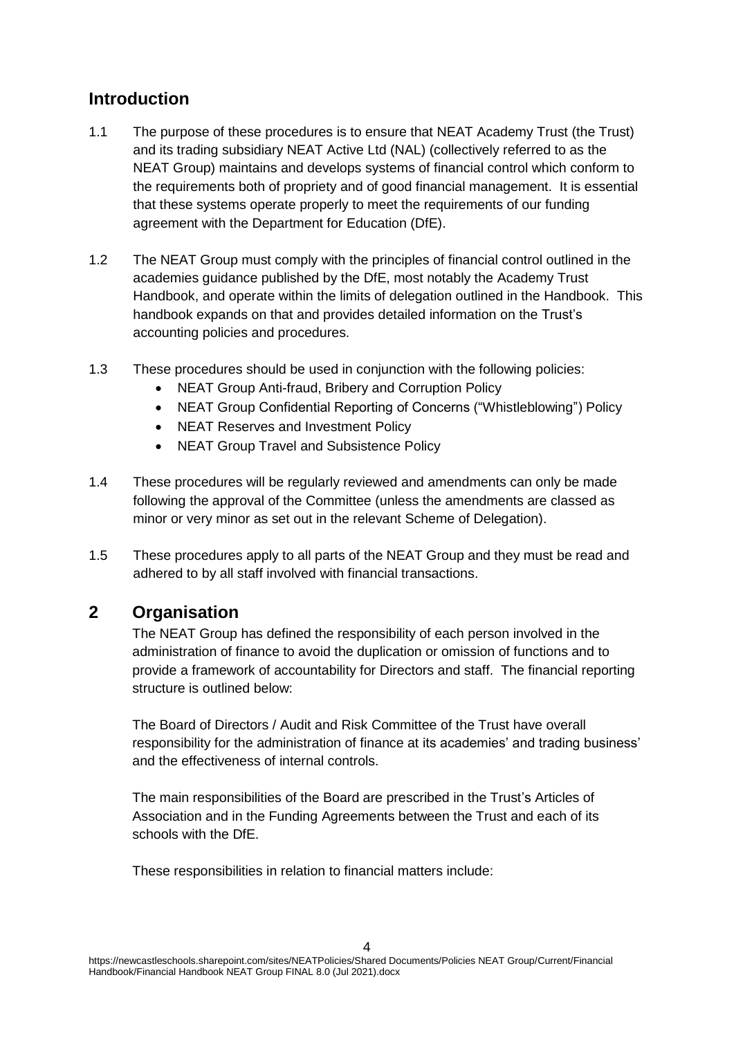## Introduction

1.1 The purpose of these procedures is to ensure that NEAT Academy Trust (the Trust) and its trading subsidiary NEAT Active Ltd (NAL) (collectively referred to as the NEAT Group) maintains and develops systems of financial control which conform to the requirements both of propriety and of good financial management. It is essential that these systems operate properly to meet the requirements of our funding agreement with the Department for Education (DfE).

1.2 The NEAT Group must comply with the principles of financial control outlined in the academies guidance published by the DfE, most notably the Academy Trust Handbook, and operate within the limits of delegation outlined in the Handbook. This handbook expands on that and provides detailed information on the Trust's accounting policies and procedures.

1.3 These procedures should be used in conjunction with the following policies:

- NEAT Group Anti-fraud, Bribery and Corruption Policy
- NEAT Group Confidential Reporting of Concerns ("Whistleblowing") Policy
- NEAT Reserves and Investment Policy
- NEAT Group Travel and Subsistence Policy

1.4 These procedures will be regularly reviewed and amendments can only be made following the approval of the Committee (unless the amendments are classed as minor or very minor as set out in the relevant Scheme of Delegation).

1.5 These procedures apply to all parts of the NEAT Group and they must be read and adhered to by all staff involved with financial transactions.

## 2 Organisation

The NEAT Group has defined the responsibility of each person involved in the administration of finance to avoid the duplication or omission of functions and to provide a framework of accountability for Directors and staff. The financial reporting structure is outlined below:

The Board of Directors / Audit and Risk Committee of the Trust have overall responsibility for the administration of finance at its academies' and trading business' and the effectiveness of internal controls.

The main responsibilities of the Board are prescribed in the Trust's Articles of Association and in the Funding Agreements between the Trust and each of its schools with the DfE.

These responsibilities in relation to financial matters include: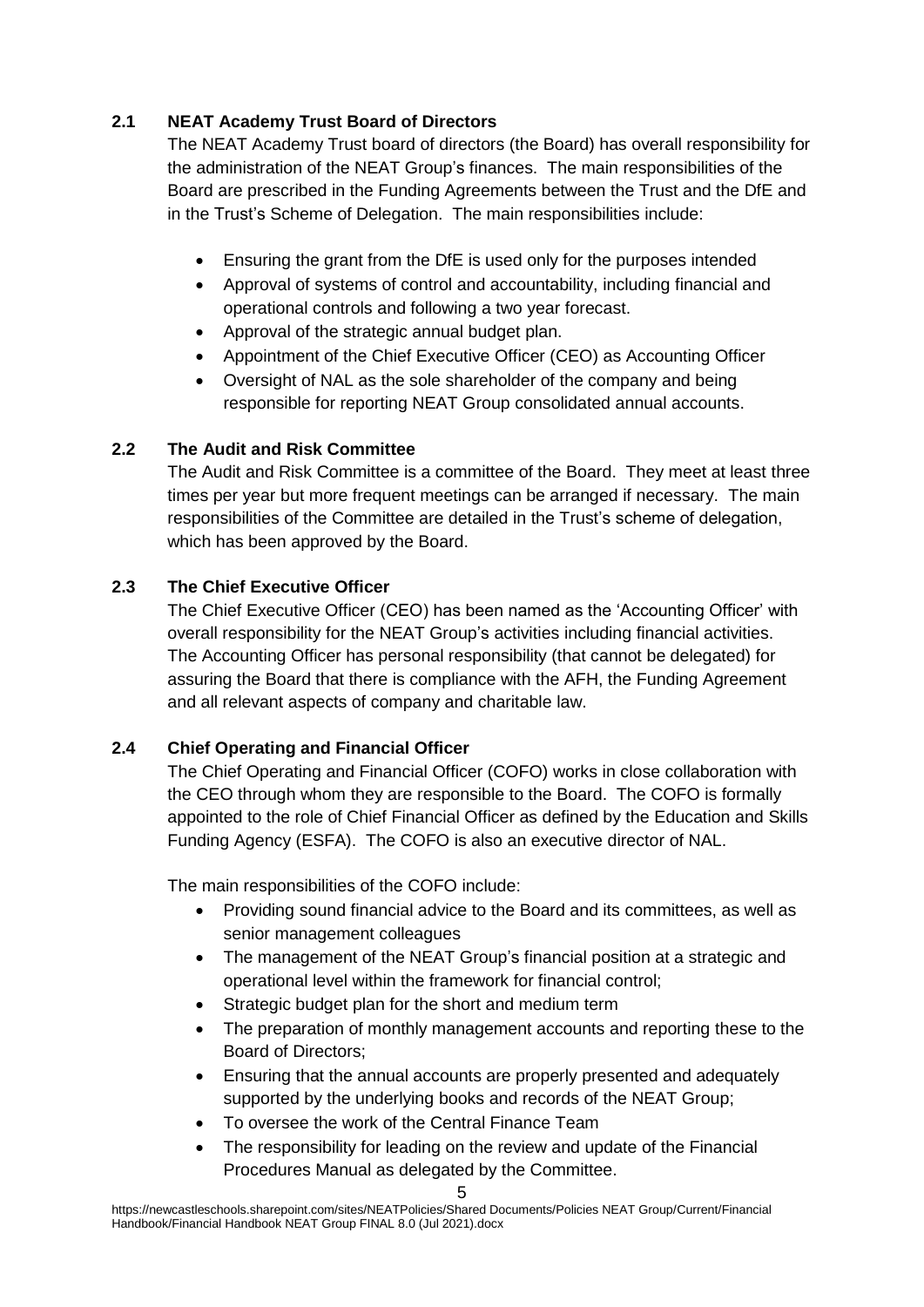### 2.1 NEAT Academy Trust Board of Directors

The NEAT Academy Trust board of directors (the Board) has overall responsibility for the administration of the NEAT Group's finances. The main responsibilities of the Board are prescribed in the Funding Agreements between the Trust and the DfE and in the Trust's Scheme of Delegation. The main responsibilities include:

- Ensuring the grant from the DfE is used only for the purposes intended
- Approval of systems of control and accountability, including financial and operational controls and following a two year forecast.
- Approval of the strategic annual budget plan.
- Appointment of the Chief Executive Officer (CEO) as Accounting Officer
- Oversight of NAL as the sole shareholder of the company and being responsible for reporting NEAT Group consolidated annual accounts.

### 2.2 The Audit and Risk Committee

The Audit and Risk Committee is a committee of the Board. They meet at least three times per year but more frequent meetings can be arranged if necessary. The main responsibilities of the Committee are detailed in the Trust's scheme of delegation, which has been approved by the Board.

### 2.3 The Chief Executive Officer

The Chief Executive Officer (CEO) has been named as the 'Accounting Officer' with overall responsibility for the NEAT Group's activities including financial activities. The Accounting Officer has personal responsibility (that cannot be delegated) for assuring the Board that there is compliance with the AFH, the Funding Agreement and all relevant aspects of company and charitable law.

### 2.4 Chief Operating and Financial Officer

The Chief Operating and Financial Officer (COFO) works in close collaboration with the CEO through whom they are responsible to the Board. The COFO is formally appointed to the role of Chief Financial Officer as defined by the Education and Skills Funding Agency (ESFA). The COFO is also an executive director of NAL.

The main responsibilities of the COFO include:

- Providing sound financial advice to the Board and its committees, as well as senior management colleagues
- The management of the NEAT Group's financial position at a strategic and operational level within the framework for financial control;
- Strategic budget plan for the short and medium term
- The preparation of monthly management accounts and reporting these to the Board of Directors;
- Ensuring that the annual accounts are properly presented and adequately supported by the underlying books and records of the NEAT Group;
- To oversee the work of the Central Finance Team
- The responsibility for leading on the review and update of the Financial Procedures Manual as delegated by the Committee.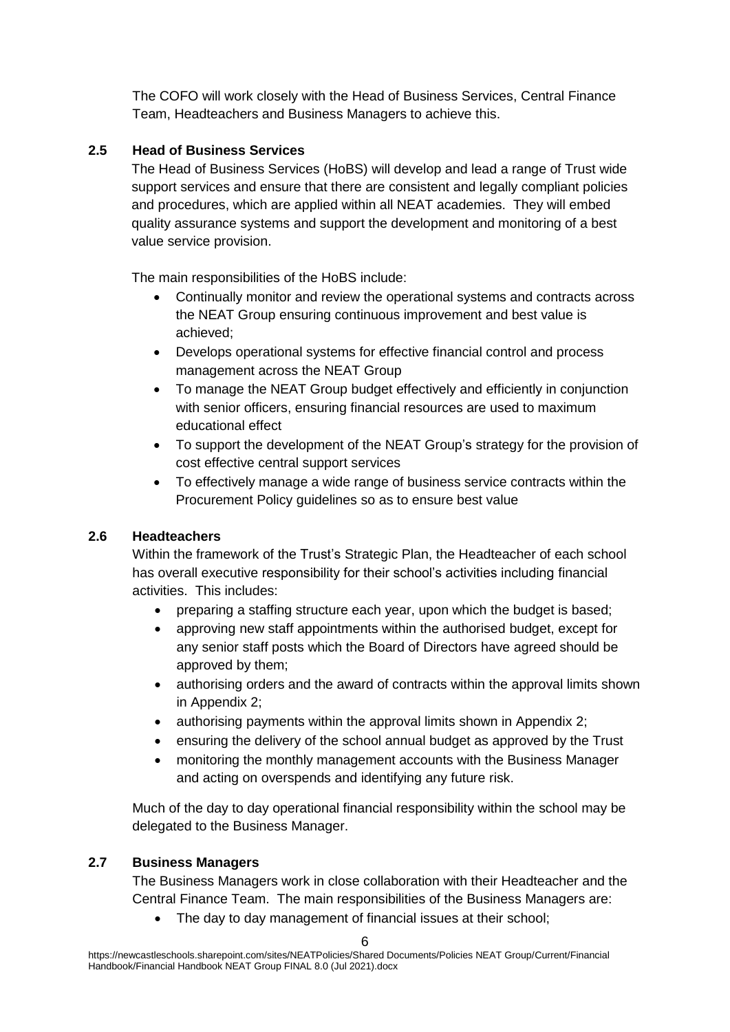The COFO will work closely with the Head of Business Services, Central Finance Team, Headteachers and Business Managers to achieve this.

### 2.5 Head of Business Services

The Head of Business Services (HoBS) will develop and lead a range of Trust wide support services and ensure that there are consistent and legally compliant policies and procedures, which are applied within all NEAT academies. They will embed quality assurance systems and support the development and monitoring of a best value service provision.

The main responsibilities of the HoBS include:

- Continually monitor and review the operational systems and contracts across the NEAT Group ensuring continuous improvement and best value is achieved;
- Develops operational systems for effective financial control and process management across the NEAT Group
- To manage the NEAT Group budget effectively and efficiently in conjunction with senior officers, ensuring financial resources are used to maximum educational effect
- To support the development of the NEAT Group's strategy for the provision of cost effective central support services
- To effectively manage a wide range of business service contracts within the Procurement Policy guidelines so as to ensure best value

### 2.6 Headteachers

Within the framework of the Trust's Strategic Plan, the Headteacher of each school has overall executive responsibility for their school's activities including financial activities. This includes:

- preparing a staffing structure each year, upon which the budget is based;
- approving new staff appointments within the authorised budget, except for any senior staff posts which the Board of Directors have agreed should be approved by them;
- authorising orders and the award of contracts within the approval limits shown in Appendix 2;
- authorising payments within the approval limits shown in Appendix 2;
- ensuring the delivery of the school annual budget as approved by the Trust
- monitoring the monthly management accounts with the Business Manager and acting on overspends and identifying any future risk.

Much of the day to day operational financial responsibility within the school may be delegated to the Business Manager.

### 2.7 Business Managers

The Business Managers work in close collaboration with their Headteacher and the Central Finance Team. The main responsibilities of the Business Managers are:

- The day to day management of financial issues at their school;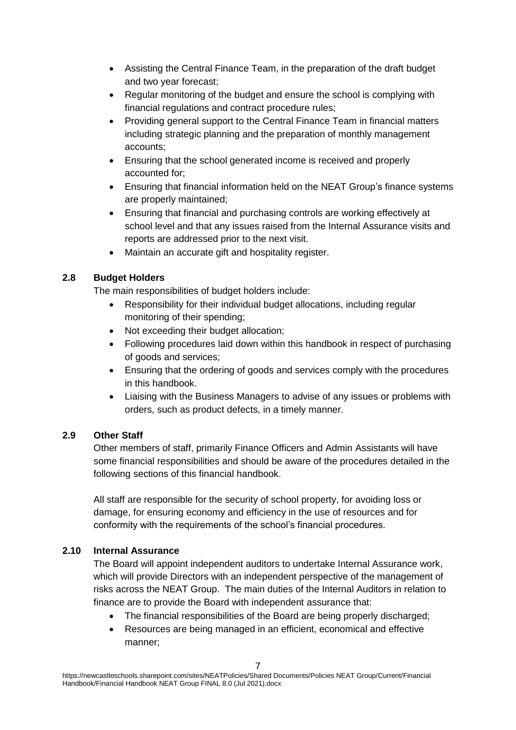- Assisting the Central Finance Team, in the preparation of the draft budget and two year forecast;
- Regular monitoring of the budget and ensure the school is complying with financial regulations and contract procedure rules;
- Providing general support to the Central Finance Team in financial matters including strategic planning and the preparation of monthly management accounts;
- Ensuring that the school generated income is received and properly accounted for;
- Ensuring that financial information held on the NEAT Group's finance systems are properly maintained;
- Ensuring that financial and purchasing controls are working effectively at school level and that any issues raised from the Internal Assurance visits and reports are addressed prior to the next visit.
- Maintain an accurate gift and hospitality register.

### 2.8 Budget Holders

The main responsibilities of budget holders include:

- Responsibility for their individual budget allocations, including regular monitoring of their spending;
- Not exceeding their budget allocation;
- Following procedures laid down within this handbook in respect of purchasing of goods and services;
- Ensuring that the ordering of goods and services comply with the procedures in this handbook.
- Liaising with the Business Managers to advise of any issues or problems with orders, such as product defects, in a timely manner.

### 2.9 Other Staff

Other members of staff, primarily Finance Officers and Admin Assistants will have some financial responsibilities and should be aware of the procedures detailed in the following sections of this financial handbook.

All staff are responsible for the security of school property, for avoiding loss or damage, for ensuring economy and efficiency in the use of resources and for conformity with the requirements of the school's financial procedures.

### 2.10 Internal Assurance

The Board will appoint independent auditors to undertake Internal Assurance work, which will provide Directors with an independent perspective of the management of risks across the NEAT Group. The main duties of the Internal Auditors in relation to finance are to provide the Board with independent assurance that:

- The financial responsibilities of the Board are being properly discharged;
- Resources are being managed in an efficient, economical and effective manner;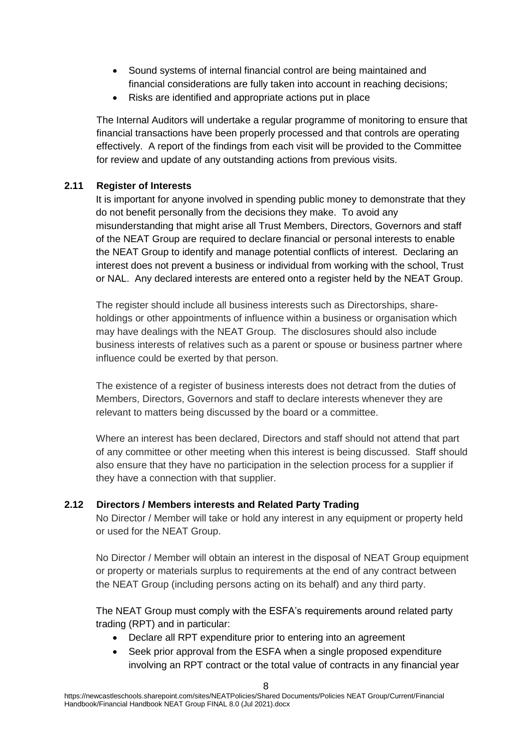- Sound systems of internal financial control are being maintained and financial considerations are fully taken into account in reaching decisions;
- Risks are identified and appropriate actions put in place

The Internal Auditors will undertake a regular programme of monitoring to ensure that financial transactions have been properly processed and that controls are operating effectively. A report of the findings from each visit will be provided to the Committee for review and update of any outstanding actions from previous visits.

### 2.11 Register of Interests

It is important for anyone involved in spending public money to demonstrate that they do not benefit personally from the decisions they make. To avoid any misunderstanding that might arise all Trust Members, Directors, Governors and staff of the NEAT Group are required to declare financial or personal interests to enable the NEAT Group to identify and manage potential conflicts of interest. Declaring an interest does not prevent a business or individual from working with the school, Trust or NAL. Any declared interests are entered onto a register held by the NEAT Group.

The register should include all business interests such as Directorships, share-holdings or other appointments of influence within a business or organisation which may have dealings with the NEAT Group. The disclosures should also include business interests of relatives such as a parent or spouse or business partner where influence could be exerted by that person.

The existence of a register of business interests does not detract from the duties of Members, Directors, Governors and staff to declare interests whenever they are relevant to matters being discussed by the board or a committee.

Where an interest has been declared, Directors and staff should not attend that part of any committee or other meeting when this interest is being discussed. Staff should also ensure that they have no participation in the selection process for a supplier if they have a connection with that supplier.

### 2.12 Directors / Members interests and Related Party Trading

No Director / Member will take or hold any interest in any equipment or property held or used for the NEAT Group.

No Director / Member will obtain an interest in the disposal of NEAT Group equipment or property or materials surplus to requirements at the end of any contract between the NEAT Group (including persons acting on its behalf) and any third party.

The NEAT Group must comply with the ESFA's requirements around related party trading (RPT) and in particular:

- Declare all RPT expenditure prior to entering into an agreement
- Seek prior approval from the ESFA when a single proposed expenditure involving an RPT contract or the total value of contracts in any financial year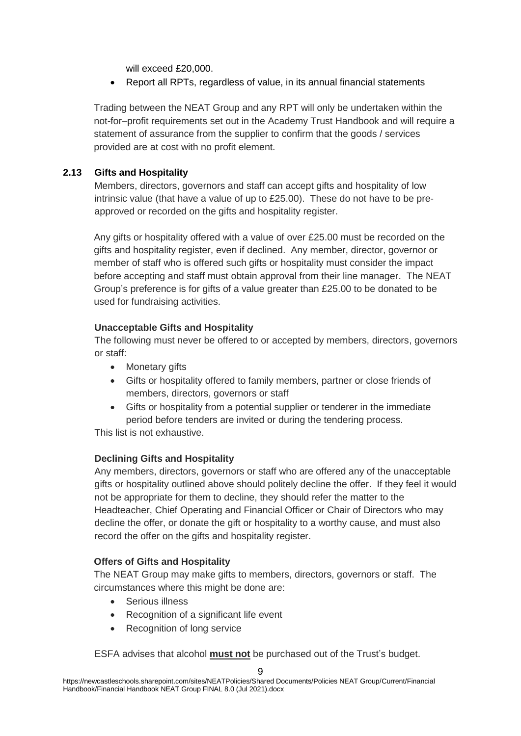will exceed £20,000.

- Report all RPTs, regardless of value, in its annual financial statements

Trading between the NEAT Group and any RPT will only be undertaken within the not-for–profit requirements set out in the Academy Trust Handbook and will require a statement of assurance from the supplier to confirm that the goods / services provided are at cost with no profit element.

### 2.13 Gifts and Hospitality

Members, directors, governors and staff can accept gifts and hospitality of low intrinsic value (that have a value of up to £25.00). These do not have to be pre-approved or recorded on the gifts and hospitality register.

Any gifts or hospitality offered with a value of over £25.00 must be recorded on the gifts and hospitality register, even if declined. Any member, director, governor or member of staff who is offered such gifts or hospitality must consider the impact before accepting and staff must obtain approval from their line manager. The NEAT Group's preference is for gifts of a value greater than £25.00 to be donated to be used for fundraising activities.

**Unacceptable Gifts and Hospitality**

The following must never be offered to or accepted by members, directors, governors or staff:

- Monetary gifts
- Gifts or hospitality offered to family members, partner or close friends of members, directors, governors or staff
- Gifts or hospitality from a potential supplier or tenderer in the immediate period before tenders are invited or during the tendering process.

This list is not exhaustive.

**Declining Gifts and Hospitality**

Any members, directors, governors or staff who are offered any of the unacceptable gifts or hospitality outlined above should politely decline the offer. If they feel it would not be appropriate for them to decline, they should refer the matter to the Headteacher, Chief Operating and Financial Officer or Chair of Directors who may decline the offer, or donate the gift or hospitality to a worthy cause, and must also record the offer on the gifts and hospitality register.

**Offers of Gifts and Hospitality**

The NEAT Group may make gifts to members, directors, governors or staff. The circumstances where this might be done are:

- Serious illness
- Recognition of a significant life event
- Recognition of long service

ESFA advises that alcohol **must not** be purchased out of the Trust's budget.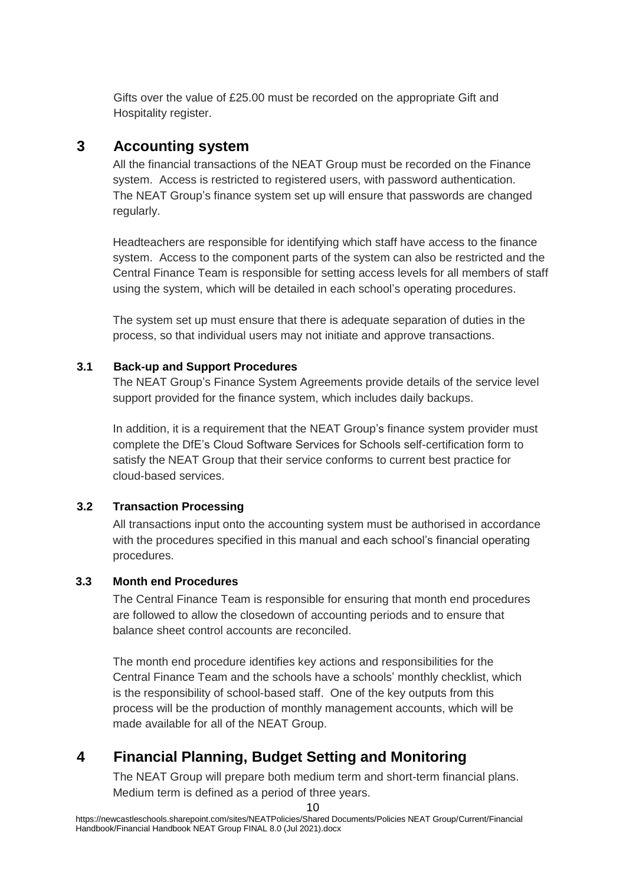Gifts over the value of £25.00 must be recorded on the appropriate Gift and Hospitality register.

# 3 Accounting system

All the financial transactions of the NEAT Group must be recorded on the Finance system. Access is restricted to registered users, with password authentication. The NEAT Group's finance system set up will ensure that passwords are changed regularly.

Headteachers are responsible for identifying which staff have access to the finance system. Access to the component parts of the system can also be restricted and the Central Finance Team is responsible for setting access levels for all members of staff using the system, which will be detailed in each school's operating procedures.

The system set up must ensure that there is adequate separation of duties in the process, so that individual users may not initiate and approve transactions.

### 3.1 Back-up and Support Procedures

The NEAT Group's Finance System Agreements provide details of the service level support provided for the finance system, which includes daily backups.

In addition, it is a requirement that the NEAT Group's finance system provider must complete the DfE's Cloud Software Services for Schools self-certification form to satisfy the NEAT Group that their service conforms to current best practice for cloud-based services.

### 3.2 Transaction Processing

All transactions input onto the accounting system must be authorised in accordance with the procedures specified in this manual and each school's financial operating procedures.

### 3.3 Month end Procedures

The Central Finance Team is responsible for ensuring that month end procedures are followed to allow the closedown of accounting periods and to ensure that balance sheet control accounts are reconciled.

The month end procedure identifies key actions and responsibilities for the Central Finance Team and the schools have a schools' monthly checklist, which is the responsibility of school-based staff. One of the key outputs from this process will be the production of monthly management accounts, which will be made available for all of the NEAT Group.

# 4 Financial Planning, Budget Setting and Monitoring

The NEAT Group will prepare both medium term and short-term financial plans. Medium term is defined as a period of three years.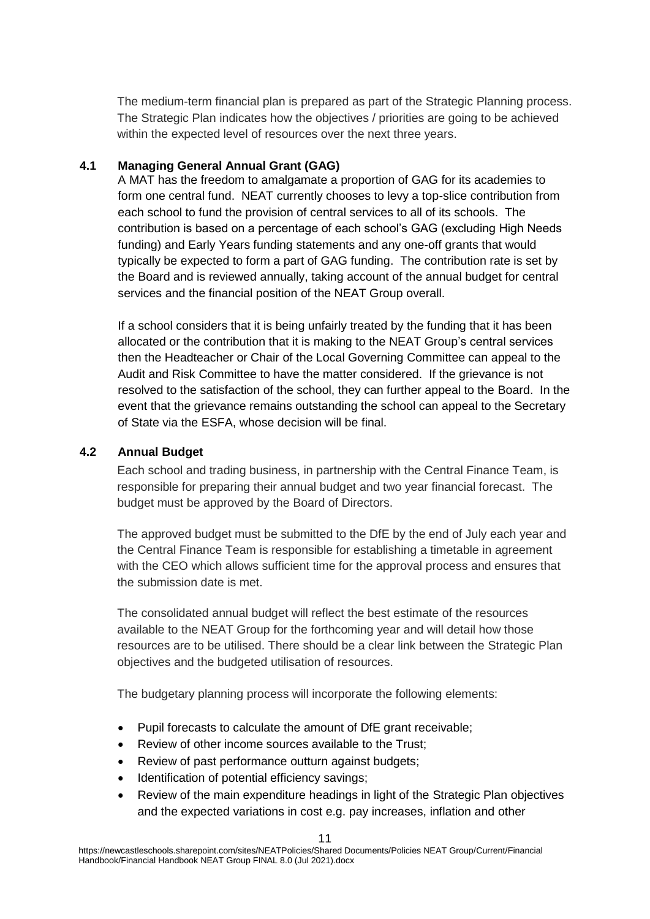The medium-term financial plan is prepared as part of the Strategic Planning process. The Strategic Plan indicates how the objectives / priorities are going to be achieved within the expected level of resources over the next three years.

### 4.1 Managing General Annual Grant (GAG)

A MAT has the freedom to amalgamate a proportion of GAG for its academies to form one central fund. NEAT currently chooses to levy a top-slice contribution from each school to fund the provision of central services to all of its schools. The contribution is based on a percentage of each school's GAG (excluding High Needs funding) and Early Years funding statements and any one-off grants that would typically be expected to form a part of GAG funding. The contribution rate is set by the Board and is reviewed annually, taking account of the annual budget for central services and the financial position of the NEAT Group overall.

If a school considers that it is being unfairly treated by the funding that it has been allocated or the contribution that it is making to the NEAT Group's central services then the Headteacher or Chair of the Local Governing Committee can appeal to the Audit and Risk Committee to have the matter considered. If the grievance is not resolved to the satisfaction of the school, they can further appeal to the Board. In the event that the grievance remains outstanding the school can appeal to the Secretary of State via the ESFA, whose decision will be final.

### 4.2 Annual Budget

Each school and trading business, in partnership with the Central Finance Team, is responsible for preparing their annual budget and two year financial forecast. The budget must be approved by the Board of Directors.

The approved budget must be submitted to the DfE by the end of July each year and the Central Finance Team is responsible for establishing a timetable in agreement with the CEO which allows sufficient time for the approval process and ensures that the submission date is met.

The consolidated annual budget will reflect the best estimate of the resources available to the NEAT Group for the forthcoming year and will detail how those resources are to be utilised. There should be a clear link between the Strategic Plan objectives and the budgeted utilisation of resources.

The budgetary planning process will incorporate the following elements:

- Pupil forecasts to calculate the amount of DfE grant receivable;
- Review of other income sources available to the Trust;
- Review of past performance outturn against budgets;
- Identification of potential efficiency savings;
- Review of the main expenditure headings in light of the Strategic Plan objectives and the expected variations in cost e.g. pay increases, inflation and other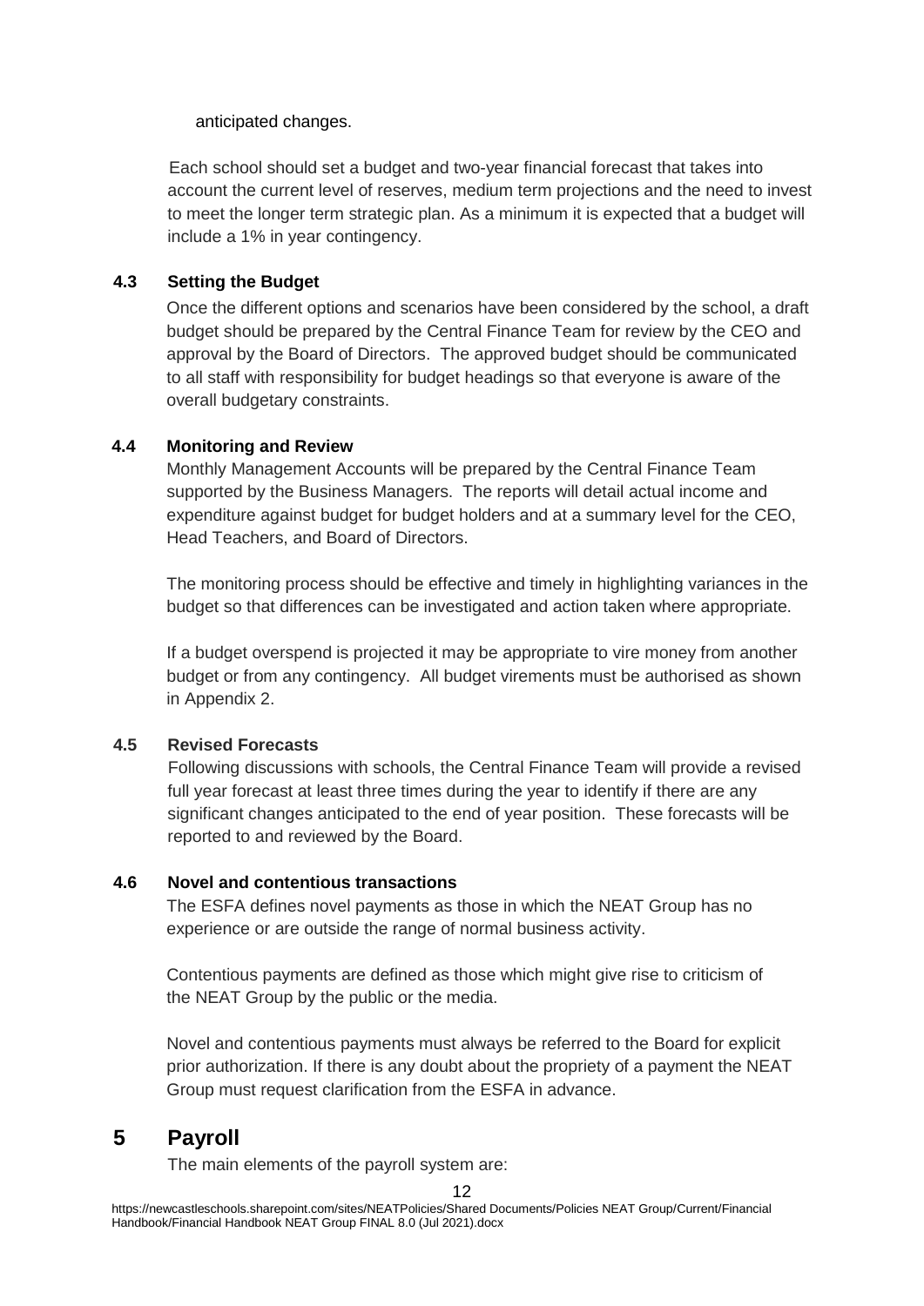anticipated changes.

Each school should set a budget and two-year financial forecast that takes into account the current level of reserves, medium term projections and the need to invest to meet the longer term strategic plan. As a minimum it is expected that a budget will include a 1% in year contingency.

### 4.3 Setting the Budget

Once the different options and scenarios have been considered by the school, a draft budget should be prepared by the Central Finance Team for review by the CEO and approval by the Board of Directors. The approved budget should be communicated to all staff with responsibility for budget headings so that everyone is aware of the overall budgetary constraints.

### 4.4 Monitoring and Review

Monthly Management Accounts will be prepared by the Central Finance Team supported by the Business Managers. The reports will detail actual income and expenditure against budget for budget holders and at a summary level for the CEO, Head Teachers, and Board of Directors.

The monitoring process should be effective and timely in highlighting variances in the budget so that differences can be investigated and action taken where appropriate.

If a budget overspend is projected it may be appropriate to vire money from another budget or from any contingency. All budget virements must be authorised as shown in Appendix 2.

### 4.5 Revised Forecasts

Following discussions with schools, the Central Finance Team will provide a revised full year forecast at least three times during the year to identify if there are any significant changes anticipated to the end of year position. These forecasts will be reported to and reviewed by the Board.

### 4.6 Novel and contentious transactions

The ESFA defines novel payments as those in which the NEAT Group has no experience or are outside the range of normal business activity.

Contentious payments are defined as those which might give rise to criticism of the NEAT Group by the public or the media.

Novel and contentious payments must always be referred to the Board for explicit prior authorization. If there is any doubt about the propriety of a payment the NEAT Group must request clarification from the ESFA in advance.

## 5 Payroll

The main elements of the payroll system are: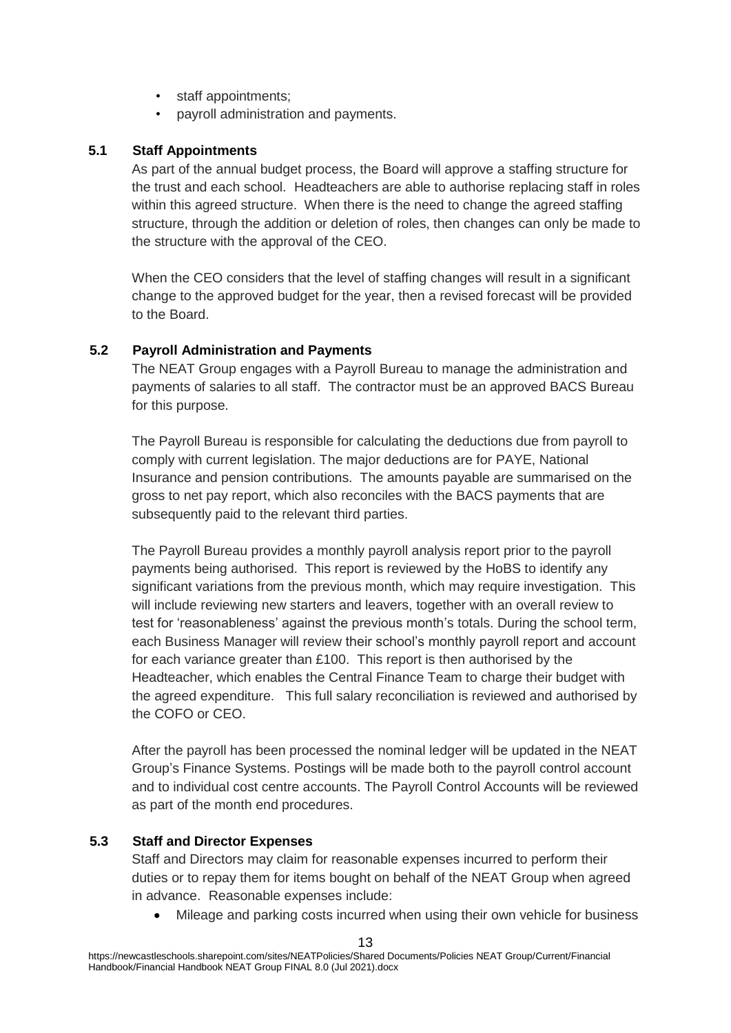- staff appointments;
- payroll administration and payments.

### 5.1 Staff Appointments

As part of the annual budget process, the Board will approve a staffing structure for the trust and each school. Headteachers are able to authorise replacing staff in roles within this agreed structure. When there is the need to change the agreed staffing structure, through the addition or deletion of roles, then changes can only be made to the structure with the approval of the CEO.

When the CEO considers that the level of staffing changes will result in a significant change to the approved budget for the year, then a revised forecast will be provided to the Board.

### 5.2 Payroll Administration and Payments

The NEAT Group engages with a Payroll Bureau to manage the administration and payments of salaries to all staff. The contractor must be an approved BACS Bureau for this purpose.

The Payroll Bureau is responsible for calculating the deductions due from payroll to comply with current legislation. The major deductions are for PAYE, National Insurance and pension contributions. The amounts payable are summarised on the gross to net pay report, which also reconciles with the BACS payments that are subsequently paid to the relevant third parties.

The Payroll Bureau provides a monthly payroll analysis report prior to the payroll payments being authorised. This report is reviewed by the HoBS to identify any significant variations from the previous month, which may require investigation. This will include reviewing new starters and leavers, together with an overall review to test for 'reasonableness' against the previous month's totals. During the school term, each Business Manager will review their school's monthly payroll report and account for each variance greater than £100. This report is then authorised by the Headteacher, which enables the Central Finance Team to charge their budget with the agreed expenditure. This full salary reconciliation is reviewed and authorised by the COFO or CEO.

After the payroll has been processed the nominal ledger will be updated in the NEAT Group's Finance Systems. Postings will be made both to the payroll control account and to individual cost centre accounts. The Payroll Control Accounts will be reviewed as part of the month end procedures.

### 5.3 Staff and Director Expenses

Staff and Directors may claim for reasonable expenses incurred to perform their duties or to repay them for items bought on behalf of the NEAT Group when agreed in advance. Reasonable expenses include:

- Mileage and parking costs incurred when using their own vehicle for business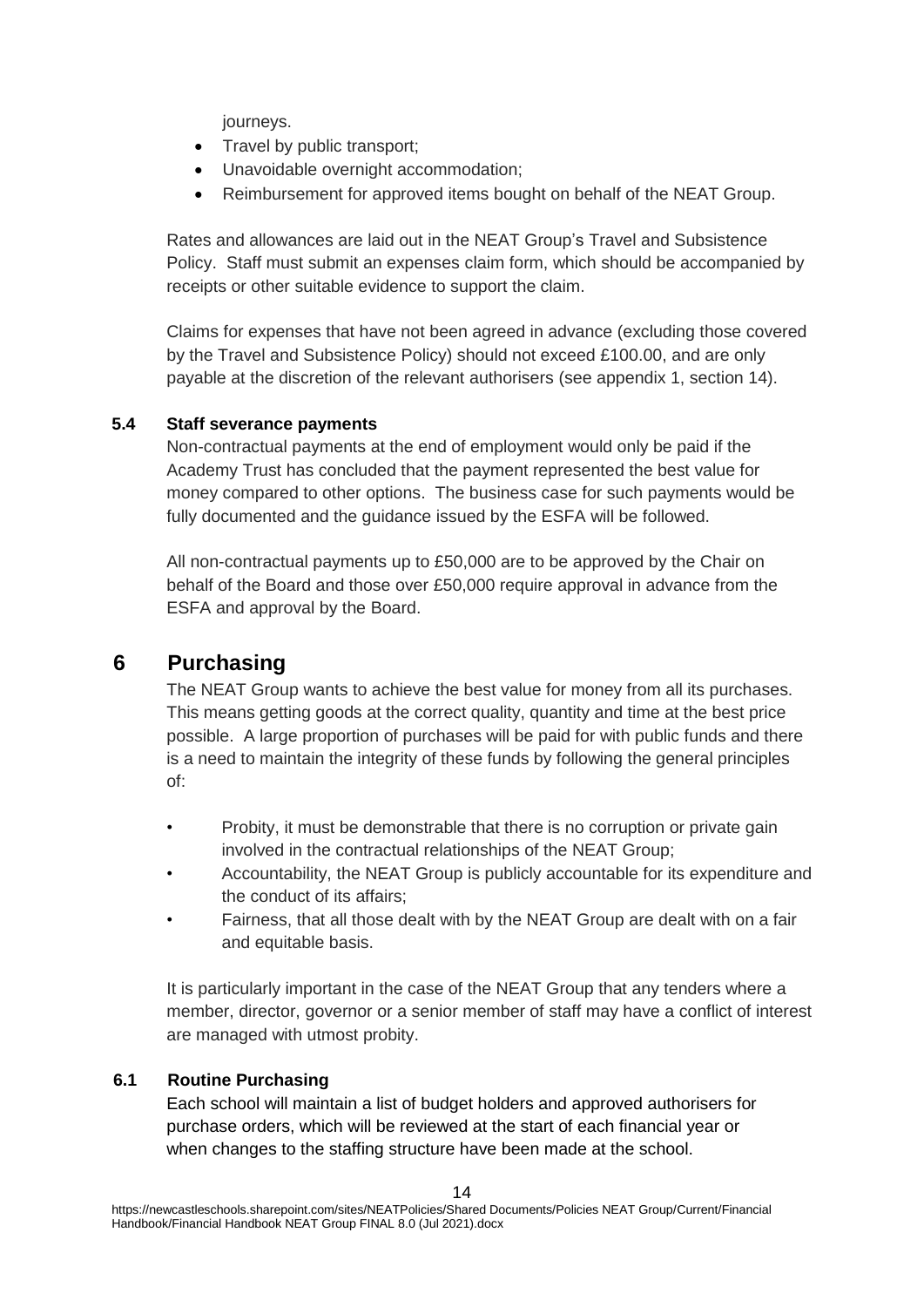journeys.

- Travel by public transport;
- Unavoidable overnight accommodation;
- Reimbursement for approved items bought on behalf of the NEAT Group.

Rates and allowances are laid out in the NEAT Group's Travel and Subsistence Policy. Staff must submit an expenses claim form, which should be accompanied by receipts or other suitable evidence to support the claim.

Claims for expenses that have not been agreed in advance (excluding those covered by the Travel and Subsistence Policy) should not exceed £100.00, and are only payable at the discretion of the relevant authorisers (see appendix 1, section 14).

### 5.4 Staff severance payments

Non-contractual payments at the end of employment would only be paid if the Academy Trust has concluded that the payment represented the best value for money compared to other options. The business case for such payments would be fully documented and the guidance issued by the ESFA will be followed.

All non-contractual payments up to £50,000 are to be approved by the Chair on behalf of the Board and those over £50,000 require approval in advance from the ESFA and approval by the Board.

## 6 Purchasing

The NEAT Group wants to achieve the best value for money from all its purchases. This means getting goods at the correct quality, quantity and time at the best price possible. A large proportion of purchases will be paid for with public funds and there is a need to maintain the integrity of these funds by following the general principles of:

- Probity, it must be demonstrable that there is no corruption or private gain involved in the contractual relationships of the NEAT Group;
- Accountability, the NEAT Group is publicly accountable for its expenditure and the conduct of its affairs;
- Fairness, that all those dealt with by the NEAT Group are dealt with on a fair and equitable basis.

It is particularly important in the case of the NEAT Group that any tenders where a member, director, governor or a senior member of staff may have a conflict of interest are managed with utmost probity.

### 6.1 Routine Purchasing

Each school will maintain a list of budget holders and approved authorisers for purchase orders, which will be reviewed at the start of each financial year or when changes to the staffing structure have been made at the school.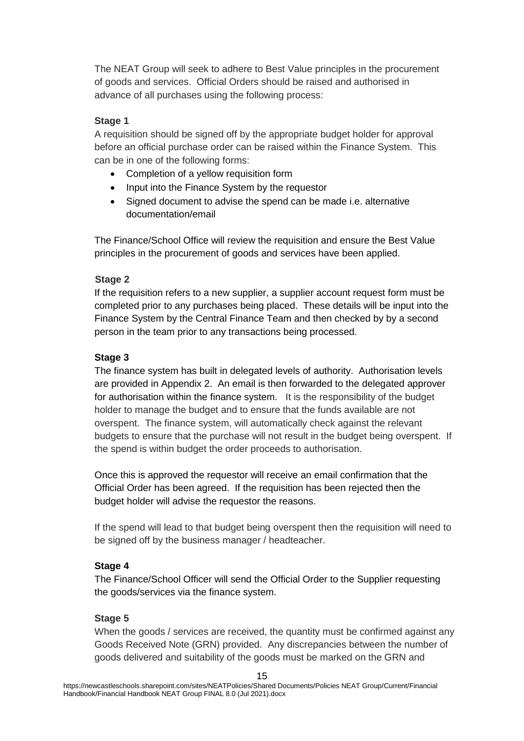The NEAT Group will seek to adhere to Best Value principles in the procurement of goods and services. Official Orders should be raised and authorised in advance of all purchases using the following process:

**Stage 1**

A requisition should be signed off by the appropriate budget holder for approval before an official purchase order can be raised within the Finance System. This can be in one of the following forms:

- Completion of a yellow requisition form
- Input into the Finance System by the requestor
- Signed document to advise the spend can be made i.e. alternative documentation/email

The Finance/School Office will review the requisition and ensure the Best Value principles in the procurement of goods and services have been applied.

**Stage 2**

If the requisition refers to a new supplier, a supplier account request form must be completed prior to any purchases being placed. These details will be input into the Finance System by the Central Finance Team and then checked by by a second person in the team prior to any transactions being processed.

**Stage 3**

The finance system has built in delegated levels of authority. Authorisation levels are provided in Appendix 2. An email is then forwarded to the delegated approver for authorisation within the finance system. It is the responsibility of the budget holder to manage the budget and to ensure that the funds available are not overspent. The finance system, will automatically check against the relevant budgets to ensure that the purchase will not result in the budget being overspent. If the spend is within budget the order proceeds to authorisation.

Once this is approved the requestor will receive an email confirmation that the Official Order has been agreed. If the requisition has been rejected then the budget holder will advise the requestor the reasons.

If the spend will lead to that budget being overspent then the requisition will need to be signed off by the business manager / headteacher.

**Stage 4**

The Finance/School Officer will send the Official Order to the Supplier requesting the goods/services via the finance system.

**Stage 5**

When the goods / services are received, the quantity must be confirmed against any Goods Received Note (GRN) provided. Any discrepancies between the number of goods delivered and suitability of the goods must be marked on the GRN and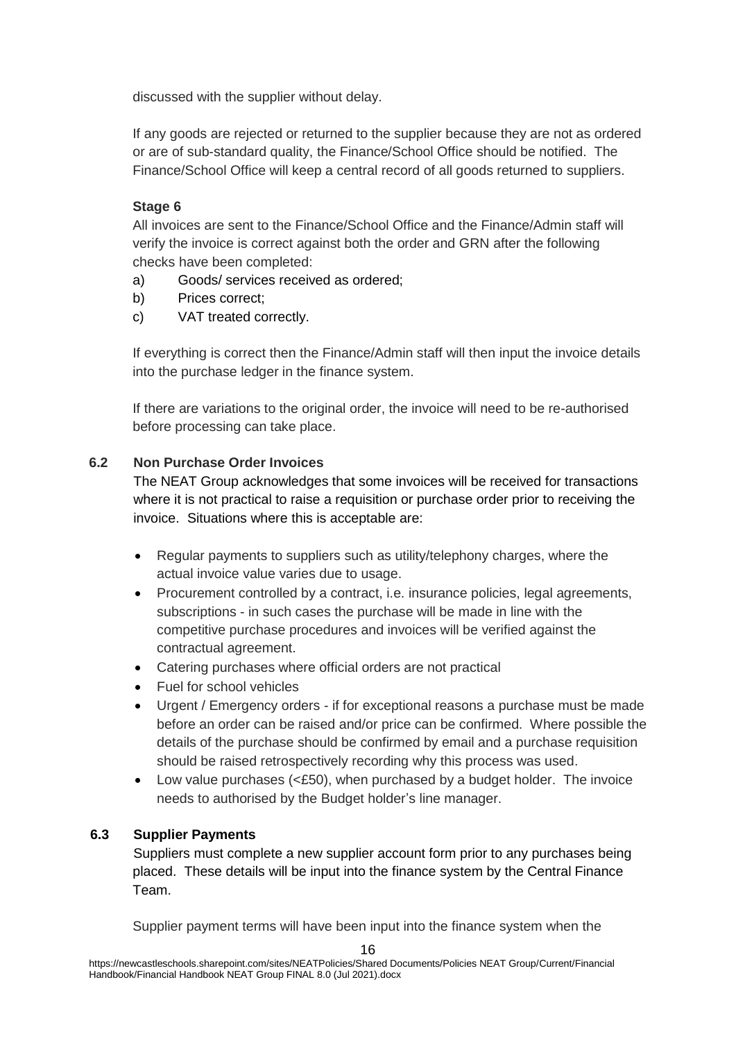discussed with the supplier without delay.

If any goods are rejected or returned to the supplier because they are not as ordered or are of sub-standard quality, the Finance/School Office should be notified. The Finance/School Office will keep a central record of all goods returned to suppliers.

**Stage 6**

All invoices are sent to the Finance/School Office and the Finance/Admin staff will verify the invoice is correct against both the order and GRN after the following checks have been completed:

a) Goods/ services received as ordered;
b) Prices correct;
c) VAT treated correctly.

If everything is correct then the Finance/Admin staff will then input the invoice details into the purchase ledger in the finance system.

If there are variations to the original order, the invoice will need to be re-authorised before processing can take place.

### 6.2 Non Purchase Order Invoices

The NEAT Group acknowledges that some invoices will be received for transactions where it is not practical to raise a requisition or purchase order prior to receiving the invoice. Situations where this is acceptable are:

- Regular payments to suppliers such as utility/telephony charges, where the actual invoice value varies due to usage.
- Procurement controlled by a contract, i.e. insurance policies, legal agreements, subscriptions - in such cases the purchase will be made in line with the competitive purchase procedures and invoices will be verified against the contractual agreement.
- Catering purchases where official orders are not practical
- Fuel for school vehicles
- Urgent / Emergency orders - if for exceptional reasons a purchase must be made before an order can be raised and/or price can be confirmed. Where possible the details of the purchase should be confirmed by email and a purchase requisition should be raised retrospectively recording why this process was used.
- Low value purchases (<£50), when purchased by a budget holder. The invoice needs to authorised by the Budget holder's line manager.

### 6.3 Supplier Payments

Suppliers must complete a new supplier account form prior to any purchases being placed. These details will be input into the finance system by the Central Finance Team.

Supplier payment terms will have been input into the finance system when the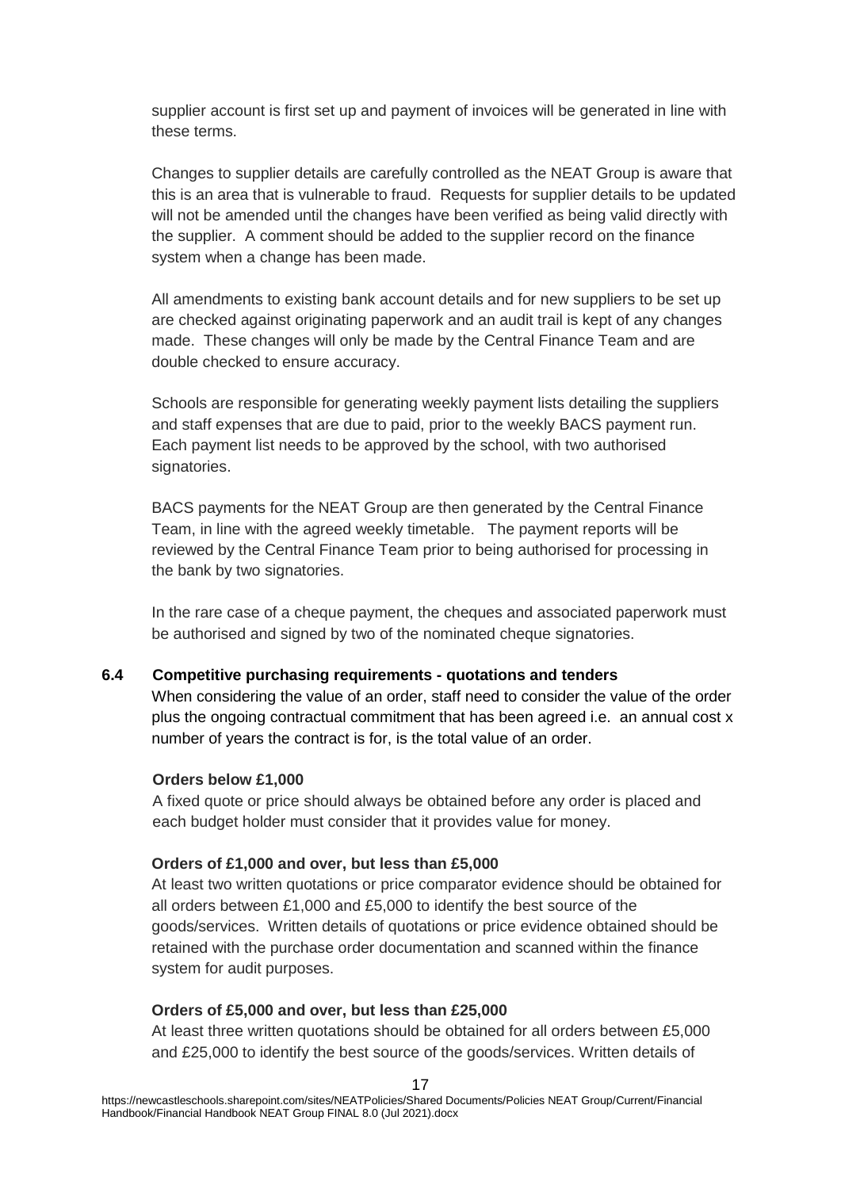supplier account is first set up and payment of invoices will be generated in line with these terms.

Changes to supplier details are carefully controlled as the NEAT Group is aware that this is an area that is vulnerable to fraud. Requests for supplier details to be updated will not be amended until the changes have been verified as being valid directly with the supplier. A comment should be added to the supplier record on the finance system when a change has been made.

All amendments to existing bank account details and for new suppliers to be set up are checked against originating paperwork and an audit trail is kept of any changes made. These changes will only be made by the Central Finance Team and are double checked to ensure accuracy.

Schools are responsible for generating weekly payment lists detailing the suppliers and staff expenses that are due to paid, prior to the weekly BACS payment run. Each payment list needs to be approved by the school, with two authorised signatories.

BACS payments for the NEAT Group are then generated by the Central Finance Team, in line with the agreed weekly timetable. The payment reports will be reviewed by the Central Finance Team prior to being authorised for processing in the bank by two signatories.

In the rare case of a cheque payment, the cheques and associated paperwork must be authorised and signed by two of the nominated cheque signatories.

### 6.4 Competitive purchasing requirements - quotations and tenders

When considering the value of an order, staff need to consider the value of the order plus the ongoing contractual commitment that has been agreed i.e. an annual cost x number of years the contract is for, is the total value of an order.

**Orders below £1,000**

A fixed quote or price should always be obtained before any order is placed and each budget holder must consider that it provides value for money.

**Orders of £1,000 and over, but less than £5,000**

At least two written quotations or price comparator evidence should be obtained for all orders between £1,000 and £5,000 to identify the best source of the goods/services. Written details of quotations or price evidence obtained should be retained with the purchase order documentation and scanned within the finance system for audit purposes.

**Orders of £5,000 and over, but less than £25,000**

At least three written quotations should be obtained for all orders between £5,000 and £25,000 to identify the best source of the goods/services. Written details of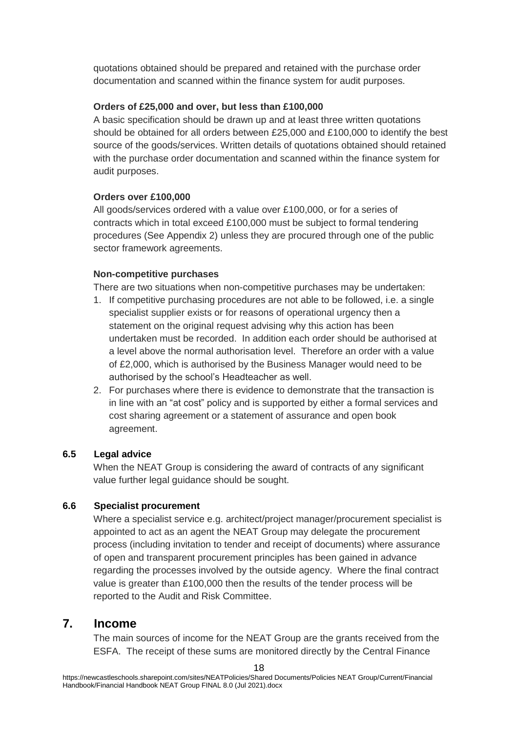quotations obtained should be prepared and retained with the purchase order documentation and scanned within the finance system for audit purposes.

**Orders of £25,000 and over, but less than £100,000**

A basic specification should be drawn up and at least three written quotations should be obtained for all orders between £25,000 and £100,000 to identify the best source of the goods/services. Written details of quotations obtained should retained with the purchase order documentation and scanned within the finance system for audit purposes.

**Orders over £100,000**

All goods/services ordered with a value over £100,000, or for a series of contracts which in total exceed £100,000 must be subject to formal tendering procedures (See Appendix 2) unless they are procured through one of the public sector framework agreements.

**Non-competitive purchases**

There are two situations when non-competitive purchases may be undertaken:

1. If competitive purchasing procedures are not able to be followed, i.e. a single specialist supplier exists or for reasons of operational urgency then a statement on the original request advising why this action has been undertaken must be recorded. In addition each order should be authorised at a level above the normal authorisation level. Therefore an order with a value of £2,000, which is authorised by the Business Manager would need to be authorised by the school's Headteacher as well.
2. For purchases where there is evidence to demonstrate that the transaction is in line with an "at cost" policy and is supported by either a formal services and cost sharing agreement or a statement of assurance and open book agreement.

### 6.5 Legal advice

When the NEAT Group is considering the award of contracts of any significant value further legal guidance should be sought.

### 6.6 Specialist procurement

Where a specialist service e.g. architect/project manager/procurement specialist is appointed to act as an agent the NEAT Group may delegate the procurement process (including invitation to tender and receipt of documents) where assurance of open and transparent procurement principles has been gained in advance regarding the processes involved by the outside agency. Where the final contract value is greater than £100,000 then the results of the tender process will be reported to the Audit and Risk Committee.

## 7. Income

The main sources of income for the NEAT Group are the grants received from the ESFA. The receipt of these sums are monitored directly by the Central Finance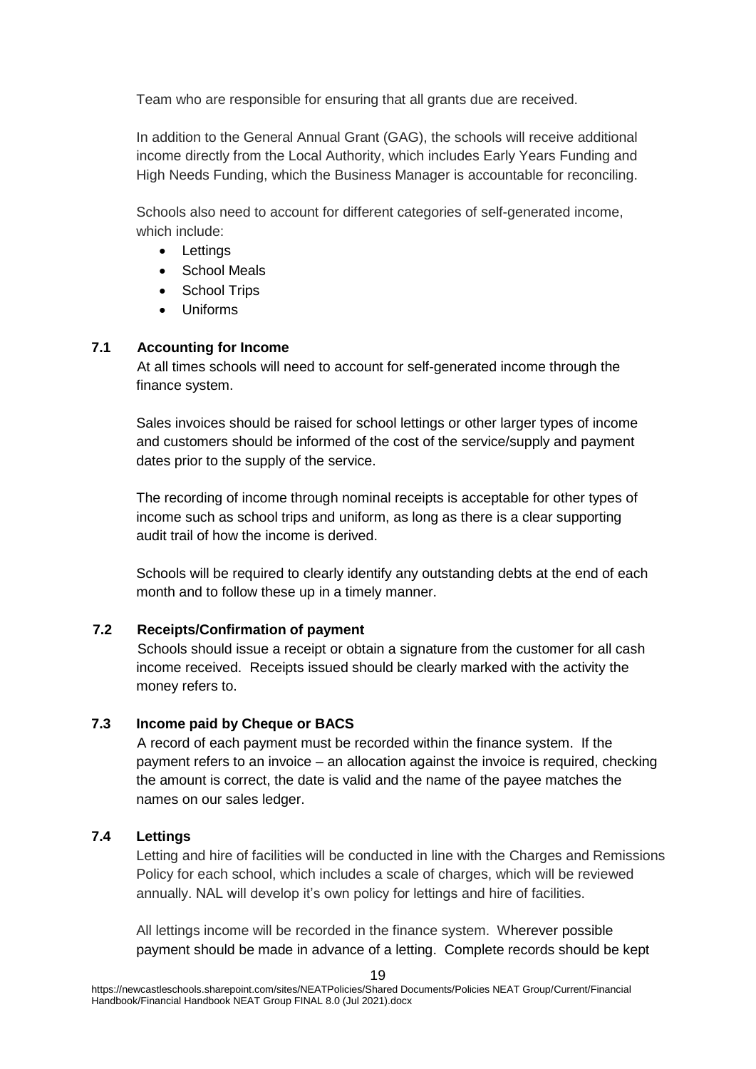Team who are responsible for ensuring that all grants due are received.

In addition to the General Annual Grant (GAG), the schools will receive additional income directly from the Local Authority, which includes Early Years Funding and High Needs Funding, which the Business Manager is accountable for reconciling.

Schools also need to account for different categories of self-generated income, which include:

- Lettings
- School Meals
- School Trips
- Uniforms

### 7.1 Accounting for Income

At all times schools will need to account for self-generated income through the finance system.

Sales invoices should be raised for school lettings or other larger types of income and customers should be informed of the cost of the service/supply and payment dates prior to the supply of the service.

The recording of income through nominal receipts is acceptable for other types of income such as school trips and uniform, as long as there is a clear supporting audit trail of how the income is derived.

Schools will be required to clearly identify any outstanding debts at the end of each month and to follow these up in a timely manner.

### 7.2 Receipts/Confirmation of payment

Schools should issue a receipt or obtain a signature from the customer for all cash income received. Receipts issued should be clearly marked with the activity the money refers to.

### 7.3 Income paid by Cheque or BACS

A record of each payment must be recorded within the finance system. If the payment refers to an invoice – an allocation against the invoice is required, checking the amount is correct, the date is valid and the name of the payee matches the names on our sales ledger.

### 7.4 Lettings

Letting and hire of facilities will be conducted in line with the Charges and Remissions Policy for each school, which includes a scale of charges, which will be reviewed annually. NAL will develop it's own policy for lettings and hire of facilities.

All lettings income will be recorded in the finance system. Wherever possible payment should be made in advance of a letting. Complete records should be kept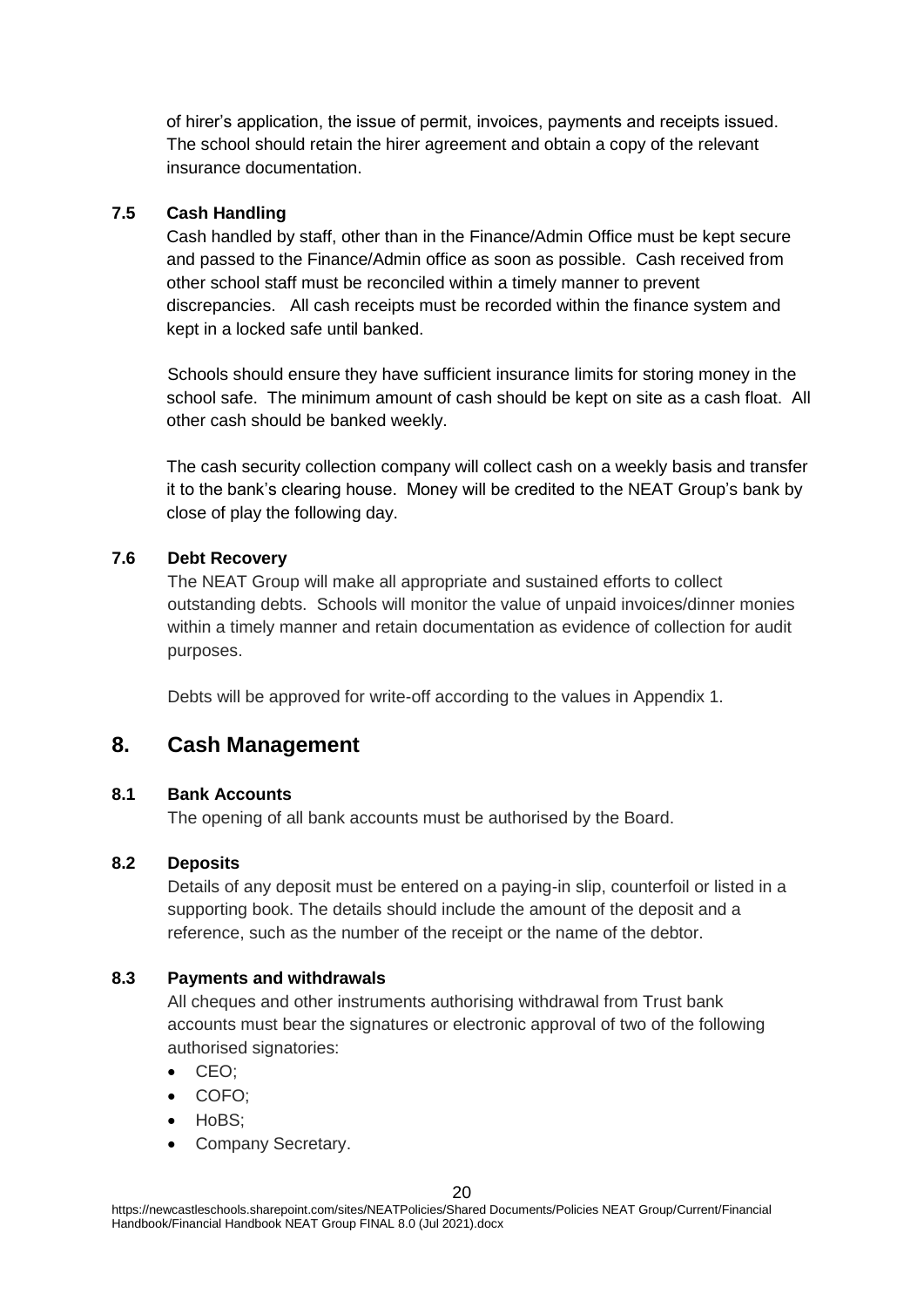of hirer's application, the issue of permit, invoices, payments and receipts issued. The school should retain the hirer agreement and obtain a copy of the relevant insurance documentation.

### 7.5 Cash Handling

Cash handled by staff, other than in the Finance/Admin Office must be kept secure and passed to the Finance/Admin office as soon as possible. Cash received from other school staff must be reconciled within a timely manner to prevent discrepancies. All cash receipts must be recorded within the finance system and kept in a locked safe until banked.

Schools should ensure they have sufficient insurance limits for storing money in the school safe. The minimum amount of cash should be kept on site as a cash float. All other cash should be banked weekly.

The cash security collection company will collect cash on a weekly basis and transfer it to the bank's clearing house. Money will be credited to the NEAT Group's bank by close of play the following day.

### 7.6 Debt Recovery

The NEAT Group will make all appropriate and sustained efforts to collect outstanding debts. Schools will monitor the value of unpaid invoices/dinner monies within a timely manner and retain documentation as evidence of collection for audit purposes.

Debts will be approved for write-off according to the values in Appendix 1.

## 8. Cash Management

### 8.1 Bank Accounts

The opening of all bank accounts must be authorised by the Board.

### 8.2 Deposits

Details of any deposit must be entered on a paying-in slip, counterfoil or listed in a supporting book. The details should include the amount of the deposit and a reference, such as the number of the receipt or the name of the debtor.

### 8.3 Payments and withdrawals

All cheques and other instruments authorising withdrawal from Trust bank accounts must bear the signatures or electronic approval of two of the following authorised signatories:

- CEO;
- COFO;
- HoBS;
- Company Secretary.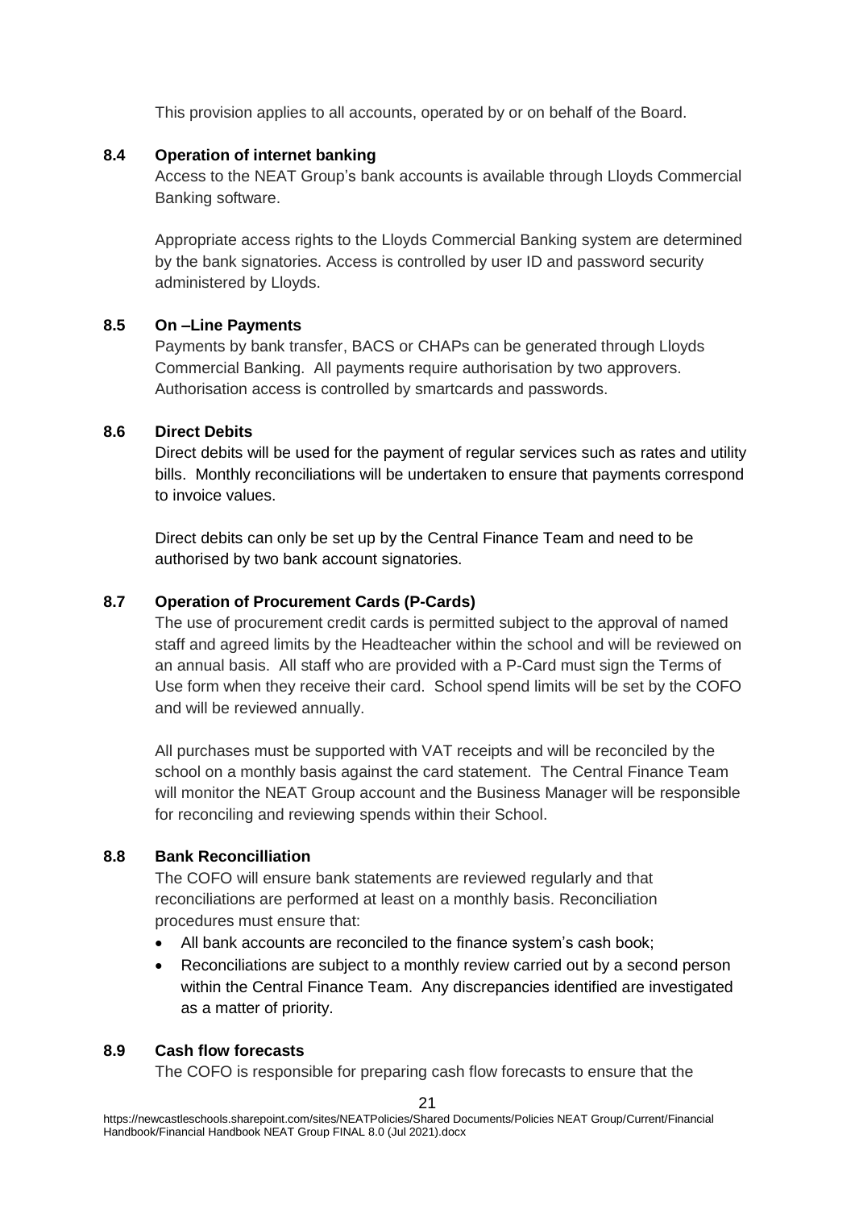This provision applies to all accounts, operated by or on behalf of the Board.

### 8.4 Operation of internet banking

Access to the NEAT Group's bank accounts is available through Lloyds Commercial Banking software.

Appropriate access rights to the Lloyds Commercial Banking system are determined by the bank signatories. Access is controlled by user ID and password security administered by Lloyds.

### 8.5 On –Line Payments

Payments by bank transfer, BACS or CHAPs can be generated through Lloyds Commercial Banking. All payments require authorisation by two approvers. Authorisation access is controlled by smartcards and passwords.

### 8.6 Direct Debits

Direct debits will be used for the payment of regular services such as rates and utility bills. Monthly reconciliations will be undertaken to ensure that payments correspond to invoice values.

Direct debits can only be set up by the Central Finance Team and need to be authorised by two bank account signatories.

### 8.7 Operation of Procurement Cards (P-Cards)

The use of procurement credit cards is permitted subject to the approval of named staff and agreed limits by the Headteacher within the school and will be reviewed on an annual basis. All staff who are provided with a P-Card must sign the Terms of Use form when they receive their card. School spend limits will be set by the COFO and will be reviewed annually.

All purchases must be supported with VAT receipts and will be reconciled by the school on a monthly basis against the card statement. The Central Finance Team will monitor the NEAT Group account and the Business Manager will be responsible for reconciling and reviewing spends within their School.

### 8.8 Bank Reconcilliation

The COFO will ensure bank statements are reviewed regularly and that reconciliations are performed at least on a monthly basis. Reconciliation procedures must ensure that:

- All bank accounts are reconciled to the finance system's cash book;
- Reconciliations are subject to a monthly review carried out by a second person within the Central Finance Team. Any discrepancies identified are investigated as a matter of priority.

### 8.9 Cash flow forecasts

The COFO is responsible for preparing cash flow forecasts to ensure that the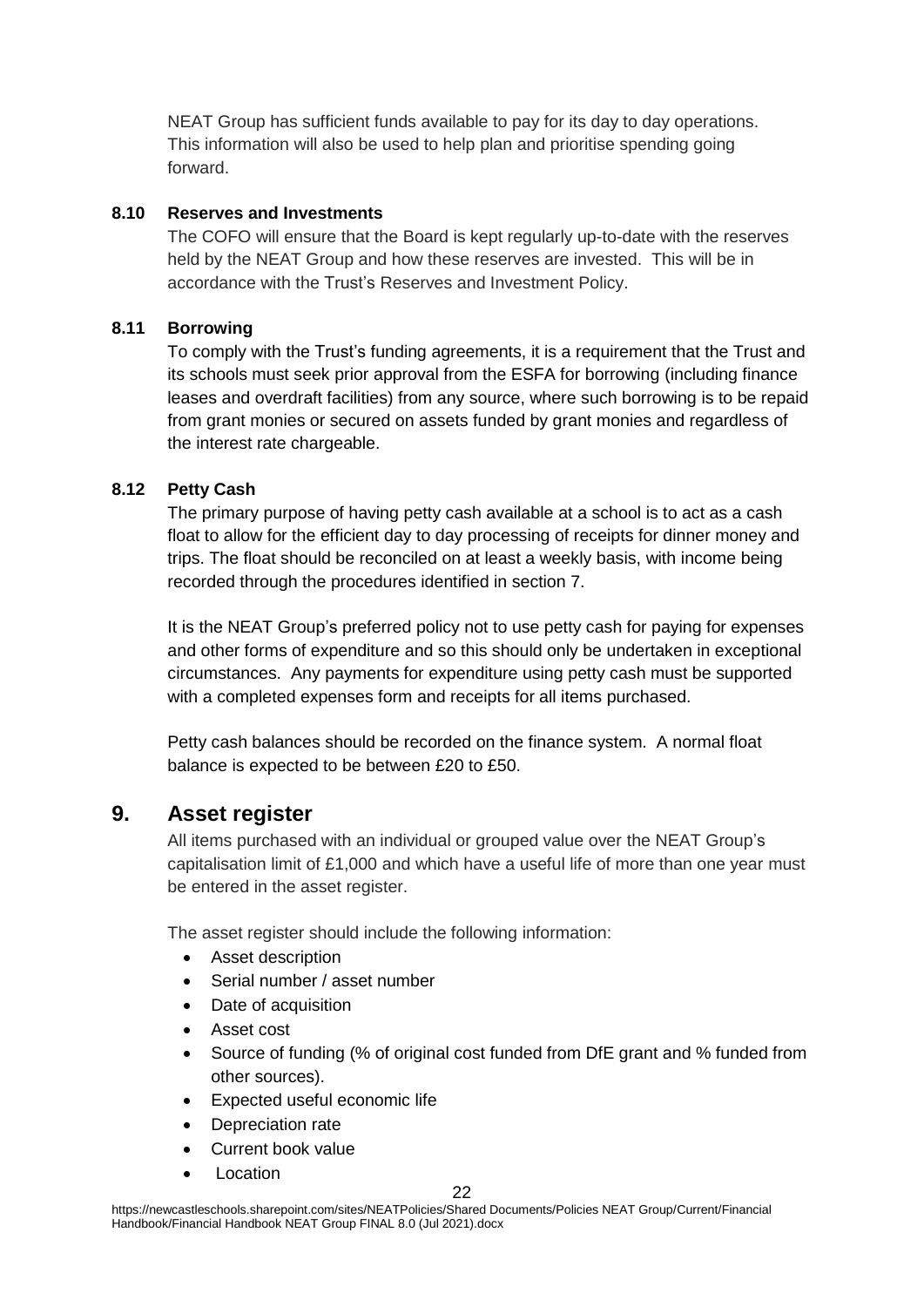NEAT Group has sufficient funds available to pay for its day to day operations. This information will also be used to help plan and prioritise spending going forward.

### 8.10 Reserves and Investments

The COFO will ensure that the Board is kept regularly up-to-date with the reserves held by the NEAT Group and how these reserves are invested. This will be in accordance with the Trust's Reserves and Investment Policy.

### 8.11 Borrowing

To comply with the Trust's funding agreements, it is a requirement that the Trust and its schools must seek prior approval from the ESFA for borrowing (including finance leases and overdraft facilities) from any source, where such borrowing is to be repaid from grant monies or secured on assets funded by grant monies and regardless of the interest rate chargeable.

### 8.12 Petty Cash

The primary purpose of having petty cash available at a school is to act as a cash float to allow for the efficient day to day processing of receipts for dinner money and trips. The float should be reconciled on at least a weekly basis, with income being recorded through the procedures identified in section 7.

It is the NEAT Group's preferred policy not to use petty cash for paying for expenses and other forms of expenditure and so this should only be undertaken in exceptional circumstances. Any payments for expenditure using petty cash must be supported with a completed expenses form and receipts for all items purchased.

Petty cash balances should be recorded on the finance system. A normal float balance is expected to be between £20 to £50.

## 9. Asset register

All items purchased with an individual or grouped value over the NEAT Group's capitalisation limit of £1,000 and which have a useful life of more than one year must be entered in the asset register.

The asset register should include the following information:

- Asset description
- Serial number / asset number
- Date of acquisition
- Asset cost
- Source of funding (% of original cost funded from DfE grant and % funded from other sources).
- Expected useful economic life
- Depreciation rate
- Current book value
- Location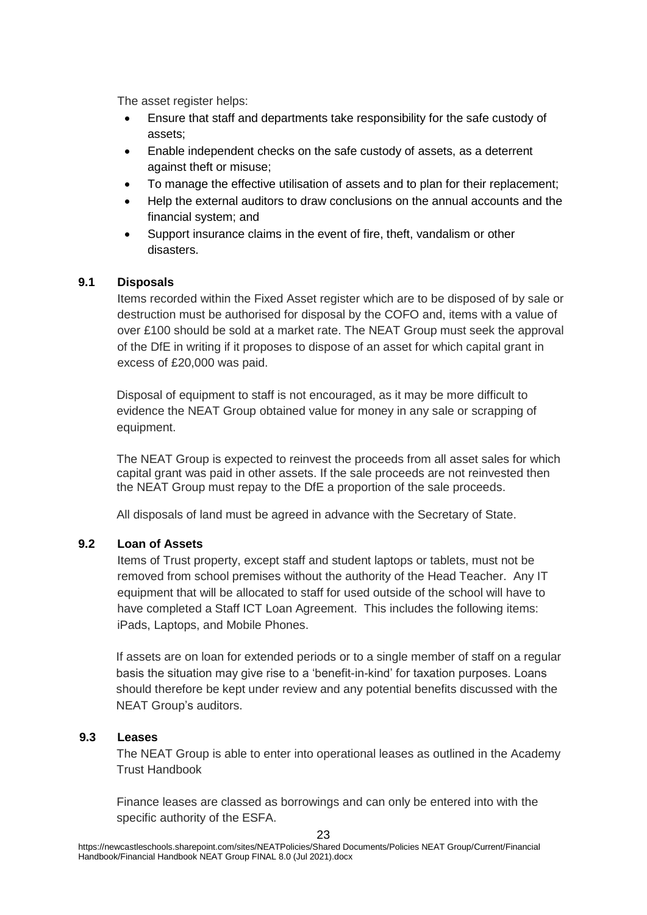The asset register helps:

- Ensure that staff and departments take responsibility for the safe custody of assets;
- Enable independent checks on the safe custody of assets, as a deterrent against theft or misuse;
- To manage the effective utilisation of assets and to plan for their replacement;
- Help the external auditors to draw conclusions on the annual accounts and the financial system; and
- Support insurance claims in the event of fire, theft, vandalism or other disasters.

### 9.1 Disposals

Items recorded within the Fixed Asset register which are to be disposed of by sale or destruction must be authorised for disposal by the COFO and, items with a value of over £100 should be sold at a market rate. The NEAT Group must seek the approval of the DfE in writing if it proposes to dispose of an asset for which capital grant in excess of £20,000 was paid.

Disposal of equipment to staff is not encouraged, as it may be more difficult to evidence the NEAT Group obtained value for money in any sale or scrapping of equipment.

The NEAT Group is expected to reinvest the proceeds from all asset sales for which capital grant was paid in other assets. If the sale proceeds are not reinvested then the NEAT Group must repay to the DfE a proportion of the sale proceeds.

All disposals of land must be agreed in advance with the Secretary of State.

### 9.2 Loan of Assets

Items of Trust property, except staff and student laptops or tablets, must not be removed from school premises without the authority of the Head Teacher. Any IT equipment that will be allocated to staff for used outside of the school will have to have completed a Staff ICT Loan Agreement. This includes the following items: iPads, Laptops, and Mobile Phones.

If assets are on loan for extended periods or to a single member of staff on a regular basis the situation may give rise to a 'benefit-in-kind' for taxation purposes. Loans should therefore be kept under review and any potential benefits discussed with the NEAT Group's auditors.

### 9.3 Leases

The NEAT Group is able to enter into operational leases as outlined in the Academy Trust Handbook

Finance leases are classed as borrowings and can only be entered into with the specific authority of the ESFA.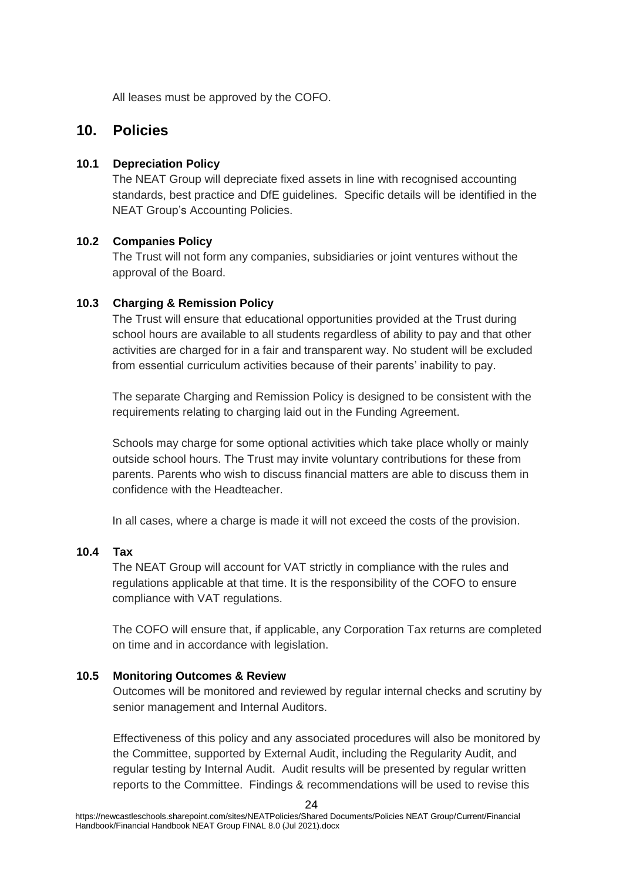All leases must be approved by the COFO.

## 10. Policies

### 10.1 Depreciation Policy

The NEAT Group will depreciate fixed assets in line with recognised accounting standards, best practice and DfE guidelines. Specific details will be identified in the NEAT Group's Accounting Policies.

### 10.2 Companies Policy

The Trust will not form any companies, subsidiaries or joint ventures without the approval of the Board.

### 10.3 Charging & Remission Policy

The Trust will ensure that educational opportunities provided at the Trust during school hours are available to all students regardless of ability to pay and that other activities are charged for in a fair and transparent way. No student will be excluded from essential curriculum activities because of their parents' inability to pay.

The separate Charging and Remission Policy is designed to be consistent with the requirements relating to charging laid out in the Funding Agreement.

Schools may charge for some optional activities which take place wholly or mainly outside school hours. The Trust may invite voluntary contributions for these from parents. Parents who wish to discuss financial matters are able to discuss them in confidence with the Headteacher.

In all cases, where a charge is made it will not exceed the costs of the provision.

### 10.4 Tax

The NEAT Group will account for VAT strictly in compliance with the rules and regulations applicable at that time. It is the responsibility of the COFO to ensure compliance with VAT regulations.

The COFO will ensure that, if applicable, any Corporation Tax returns are completed on time and in accordance with legislation.

### 10.5 Monitoring Outcomes & Review

Outcomes will be monitored and reviewed by regular internal checks and scrutiny by senior management and Internal Auditors.

Effectiveness of this policy and any associated procedures will also be monitored by the Committee, supported by External Audit, including the Regularity Audit, and regular testing by Internal Audit. Audit results will be presented by regular written reports to the Committee. Findings & recommendations will be used to revise this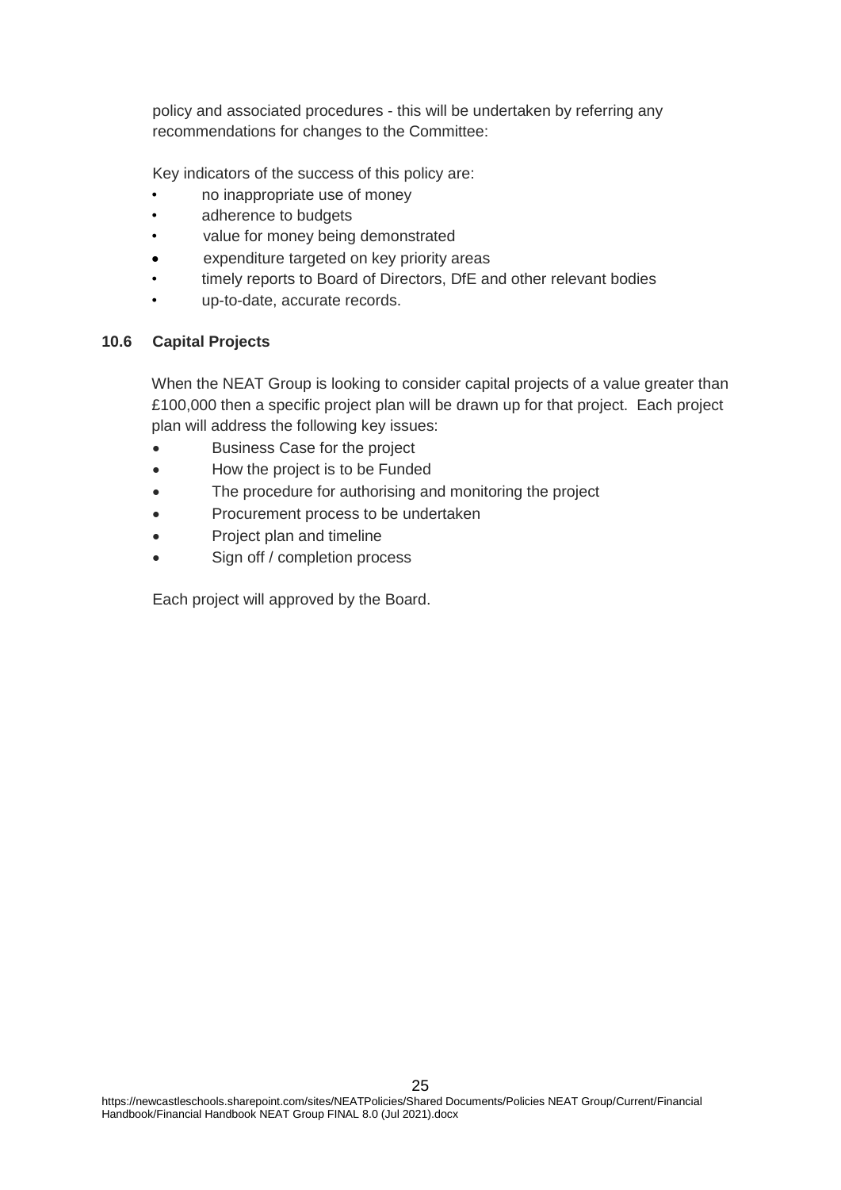policy and associated procedures - this will be undertaken by referring any recommendations for changes to the Committee:

Key indicators of the success of this policy are:

- no inappropriate use of money
- adherence to budgets
- value for money being demonstrated
- expenditure targeted on key priority areas
- timely reports to Board of Directors, DfE and other relevant bodies
- up-to-date, accurate records.

### 10.6 Capital Projects

When the NEAT Group is looking to consider capital projects of a value greater than £100,000 then a specific project plan will be drawn up for that project. Each project plan will address the following key issues:

- Business Case for the project
- How the project is to be Funded
- The procedure for authorising and monitoring the project
- Procurement process to be undertaken
- Project plan and timeline
- Sign off / completion process

Each project will approved by the Board.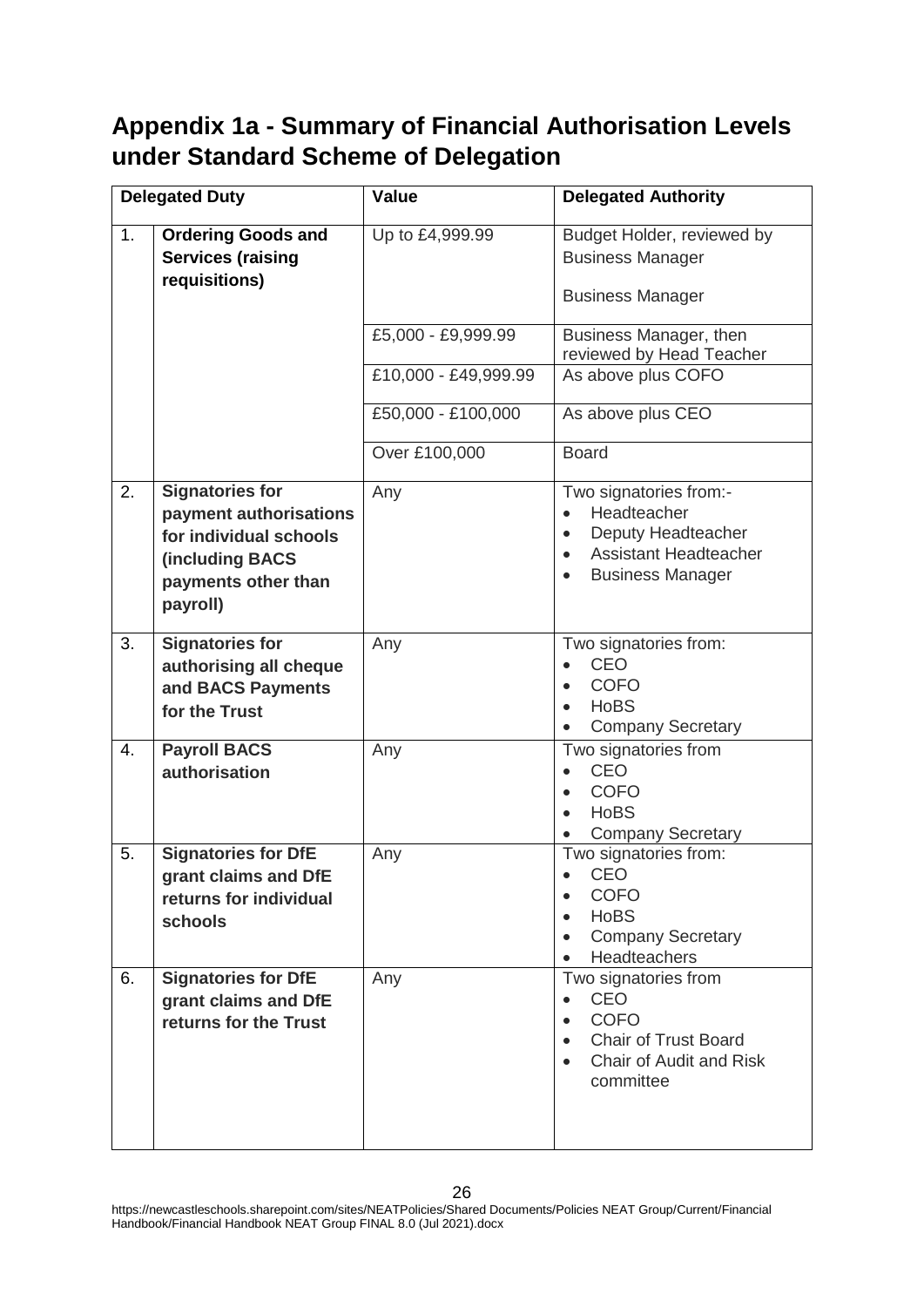# Appendix 1a - Summary of Financial Authorisation Levels under Standard Scheme of Delegation

| | Delegated Duty | Value | Delegated Authority |
|---|---|---|---|
| 1. | **Ordering Goods and Services (raising requisitions)** | Up to £4,999.99 | Budget Holder, reviewed by Business Manager<br><br>Business Manager |
| | | £5,000 - £9,999.99 | Business Manager, then reviewed by Head Teacher |
| | | £10,000 - £49,999.99 | As above plus COFO |
| | | £50,000 - £100,000 | As above plus CEO |
| | | Over £100,000 | Board |
| 2. | **Signatories for payment authorisations for individual schools (including BACS payments other than payroll)** | Any | Two signatories from:-<br>• Headteacher<br>• Deputy Headteacher<br>• Assistant Headteacher<br>• Business Manager |
| 3. | **Signatories for authorising all cheque and BACS Payments for the Trust** | Any | Two signatories from:<br>• CEO<br>• COFO<br>• HoBS<br>• Company Secretary |
| 4. | **Payroll BACS authorisation** | Any | Two signatories from<br>• CEO<br>• COFO<br>• HoBS<br>• Company Secretary |
| 5. | **Signatories for DfE grant claims and DfE returns for individual schools** | Any | Two signatories from:<br>• CEO<br>• COFO<br>• HoBS<br>• Company Secretary<br>• Headteachers |
| 6. | **Signatories for DfE grant claims and DfE returns for the Trust** | Any | Two signatories from<br>• CEO<br>• COFO<br>• Chair of Trust Board<br>• Chair of Audit and Risk committee |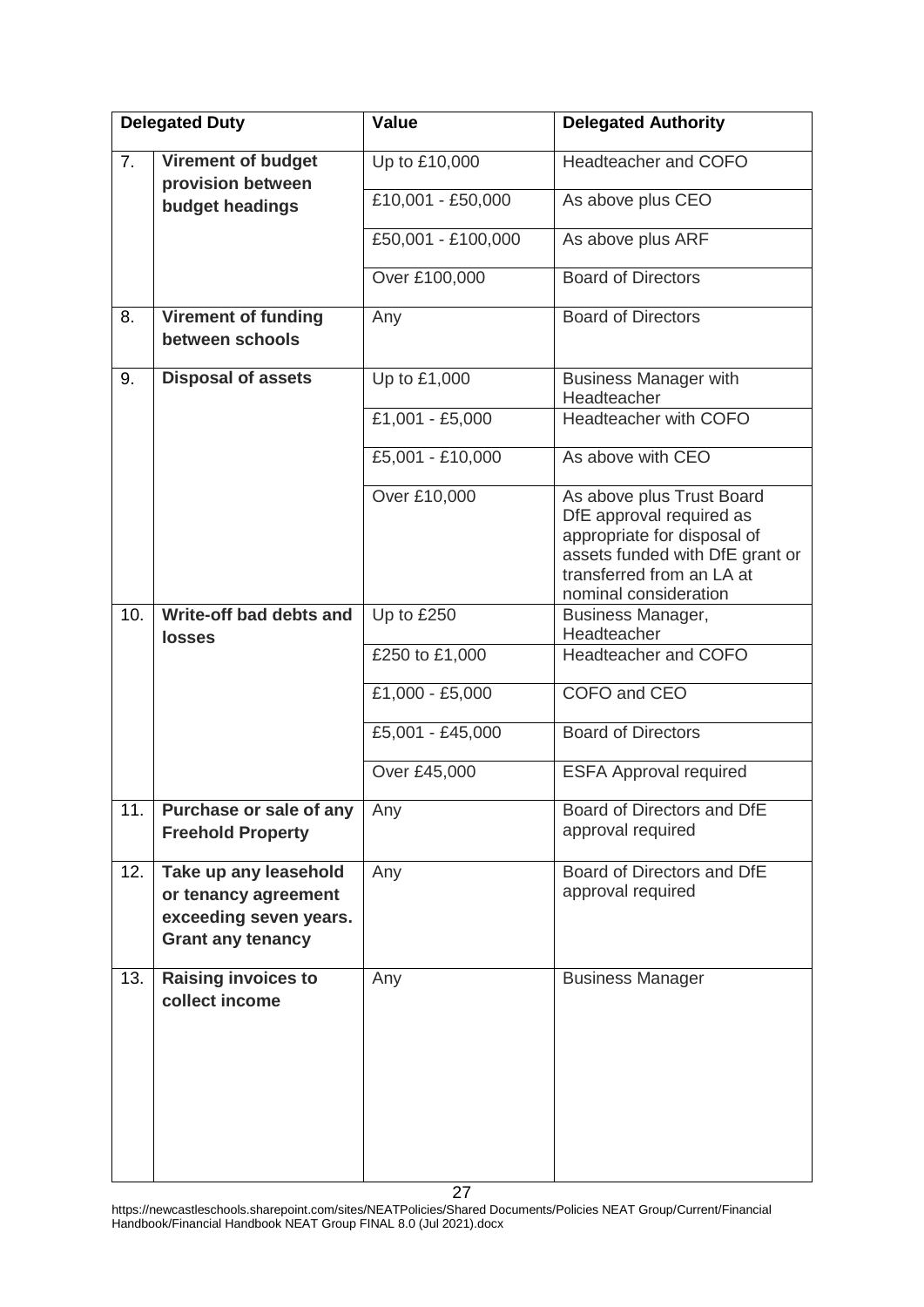| Delegated Duty | | Value | Delegated Authority |
|---|---|---|---|
| 7. | **Virement of budget provision between budget headings** | Up to £10,000 | Headteacher and COFO |
| | | £10,001 - £50,000 | As above plus CEO |
| | | £50,001 - £100,000 | As above plus ARF |
| | | Over £100,000 | Board of Directors |
| 8. | **Virement of funding between schools** | Any | Board of Directors |
| 9. | **Disposal of assets** | Up to £1,000 | Business Manager with Headteacher |
| | | £1,001 - £5,000 | Headteacher with COFO |
| | | £5,001 - £10,000 | As above with CEO |
| | | Over £10,000 | As above plus Trust Board DfE approval required as appropriate for disposal of assets funded with DfE grant or transferred from an LA at nominal consideration |
| 10. | **Write-off bad debts and losses** | Up to £250 | Business Manager, Headteacher |
| | | £250 to £1,000 | Headteacher and COFO |
| | | £1,000 - £5,000 | COFO and CEO |
| | | £5,001 - £45,000 | Board of Directors |
| | | Over £45,000 | ESFA Approval required |
| 11. | **Purchase or sale of any Freehold Property** | Any | Board of Directors and DfE approval required |
| 12. | **Take up any leasehold or tenancy agreement exceeding seven years. Grant any tenancy** | Any | Board of Directors and DfE approval required |
| 13. | **Raising invoices to collect income** | Any | Business Manager |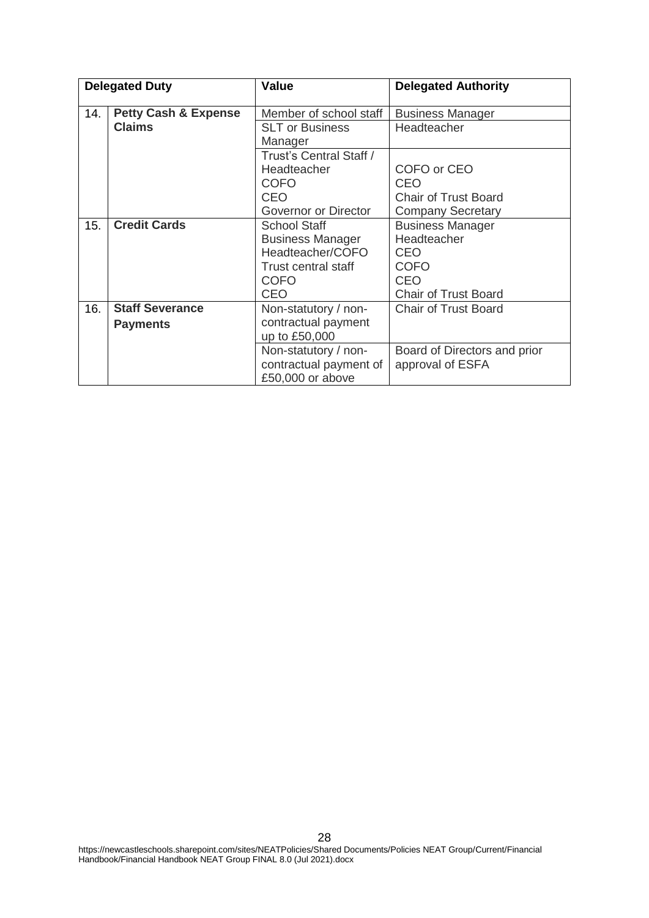| Delegated Duty | | Value | Delegated Authority |
|---|---|---|---|
| 14. | **Petty Cash & Expense Claims** | Member of school staff | Business Manager |
| | | SLT or Business Manager | Headteacher |
| | | Trust's Central Staff / Headteacher<br>COFO<br>CEO<br>Governor or Director | COFO or CEO<br>CEO<br>Chair of Trust Board<br>Company Secretary |
| 15. | **Credit Cards** | School Staff<br>Business Manager<br>Headteacher/COFO<br>Trust central staff<br>COFO<br>CEO | Business Manager<br>Headteacher<br>CEO<br>COFO<br>CEO<br>Chair of Trust Board |
| 16. | **Staff Severance Payments** | Non-statutory / non-contractual payment up to £50,000 | Chair of Trust Board |
| | | Non-statutory / non-contractual payment of £50,000 or above | Board of Directors and prior approval of ESFA |

https://newcastleschools.sharepoint.com/sites/NEATPolicies/Shared Documents/Policies NEAT Group/Current/Financial Handbook/Financial Handbook NEAT Group FINAL 8.0 (Jul 2021).docx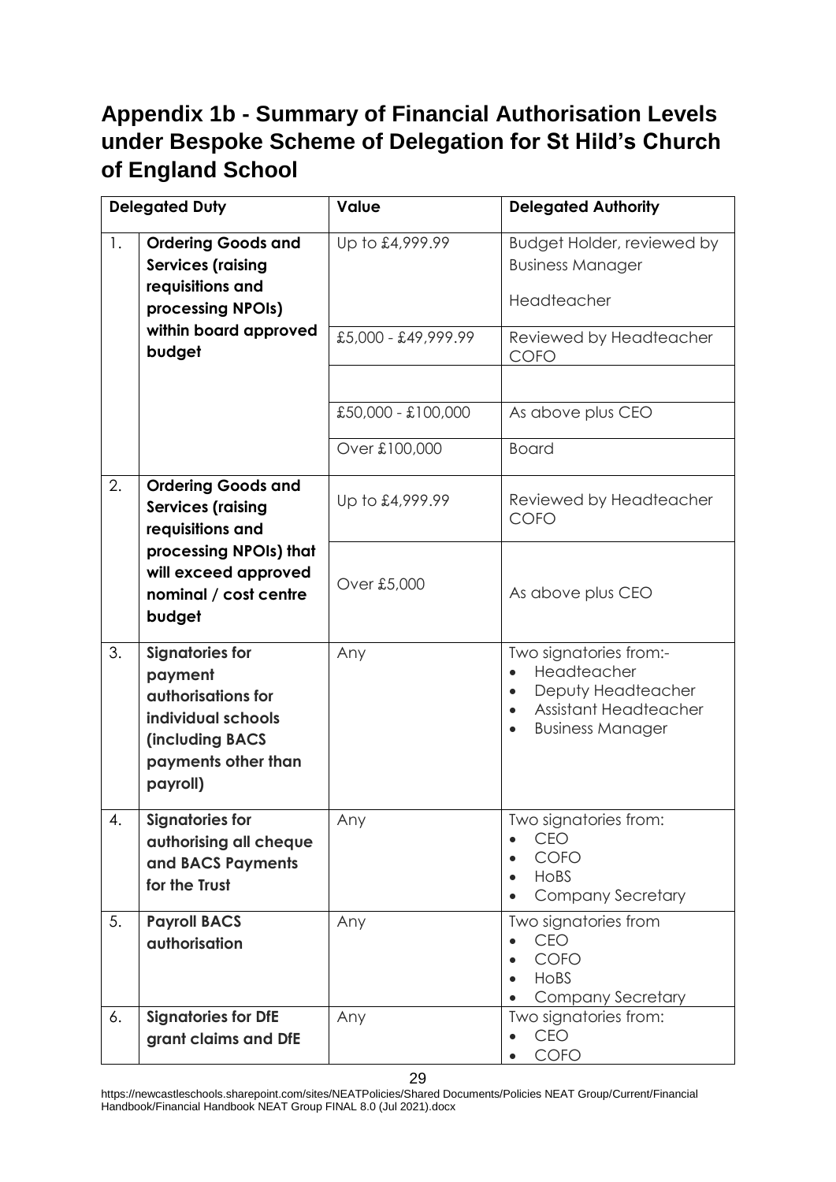## Appendix 1b - Summary of Financial Authorisation Levels under Bespoke Scheme of Delegation for St Hild's Church of England School

| | Delegated Duty | Value | Delegated Authority |
|---|---|---|---|
| 1. | **Ordering Goods and Services (raising requisitions and processing NPOIs) within board approved budget** | Up to £4,999.99 | Budget Holder, reviewed by Business Manager<br><br>Headteacher |
| | | £5,000 - £49,999.99 | Reviewed by Headteacher COFO |
| | | | |
| | | £50,000 - £100,000 | As above plus CEO |
| | | Over £100,000 | Board |
| 2. | **Ordering Goods and Services (raising requisitions and processing NPOIs) that will exceed approved nominal / cost centre budget** | Up to £4,999.99 | Reviewed by Headteacher COFO |
| | | Over £5,000 | As above plus CEO |
| 3. | **Signatories for payment authorisations for individual schools (including BACS payments other than payroll)** | Any | Two signatories from:-<br>• Headteacher<br>• Deputy Headteacher<br>• Assistant Headteacher<br>• Business Manager |
| 4. | **Signatories for authorising all cheque and BACS Payments for the Trust** | Any | Two signatories from:<br>• CEO<br>• COFO<br>• HoBS<br>• Company Secretary |
| 5. | **Payroll BACS authorisation** | Any | Two signatories from<br>• CEO<br>• COFO<br>• HoBS<br>• Company Secretary |
| 6. | **Signatories for DfE grant claims and DfE** | Any | Two signatories from:<br>• CEO<br>• COFO |

https://newcastleschools.sharepoint.com/sites/NEATPolicies/Shared Documents/Policies NEAT Group/Current/Financial Handbook/Financial Handbook NEAT Group FINAL 8.0 (Jul 2021).docx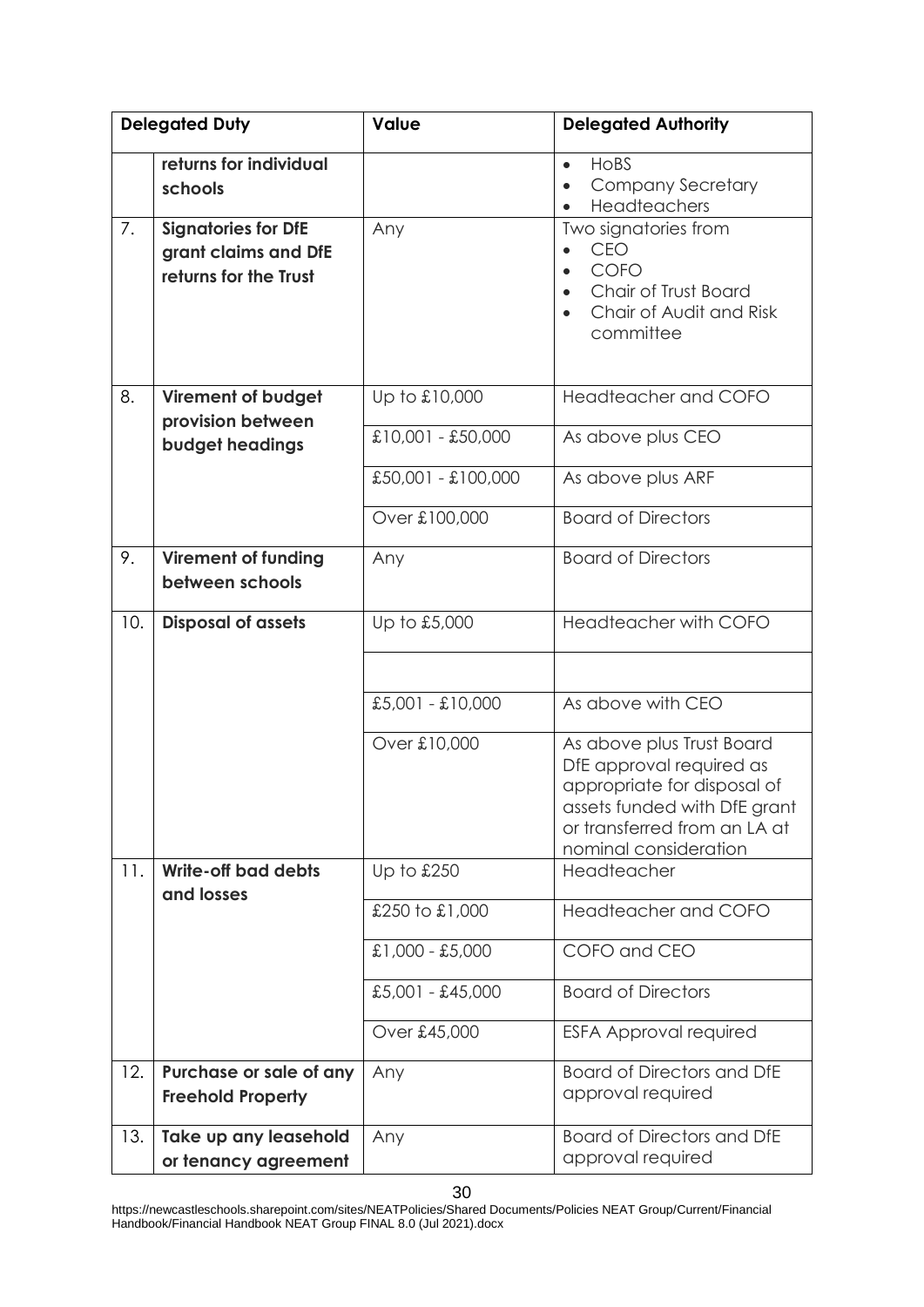| | Delegated Duty | Value | Delegated Authority |
|---|---|---|---|
| | **returns for individual schools** | | • HoBS<br>• Company Secretary<br>• Headteachers |
| 7. | **Signatories for DfE grant claims and DfE returns for the Trust** | Any | Two signatories from<br>• CEO<br>• COFO<br>• Chair of Trust Board<br>• Chair of Audit and Risk committee |
| 8. | **Virement of budget provision between budget headings** | Up to £10,000 | Headteacher and COFO |
| | | £10,001 - £50,000 | As above plus CEO |
| | | £50,001 - £100,000 | As above plus ARF |
| | | Over £100,000 | Board of Directors |
| 9. | **Virement of funding between schools** | Any | Board of Directors |
| 10. | **Disposal of assets** | Up to £5,000 | Headteacher with COFO |
| | | | |
| | | £5,001 - £10,000 | As above with CEO |
| | | Over £10,000 | As above plus Trust Board DfE approval required as appropriate for disposal of assets funded with DfE grant or transferred from an LA at nominal consideration |
| 11. | **Write-off bad debts and losses** | Up to £250 | Headteacher |
| | | £250 to £1,000 | Headteacher and COFO |
| | | £1,000 - £5,000 | COFO and CEO |
| | | £5,001 - £45,000 | Board of Directors |
| | | Over £45,000 | ESFA Approval required |
| 12. | **Purchase or sale of any Freehold Property** | Any | Board of Directors and DfE approval required |
| 13. | **Take up any leasehold or tenancy agreement** | Any | Board of Directors and DfE approval required |

https://newcastleschools.sharepoint.com/sites/NEATPolicies/Shared Documents/Policies NEAT Group/Current/Financial Handbook/Financial Handbook NEAT Group FINAL 8.0 (Jul 2021).docx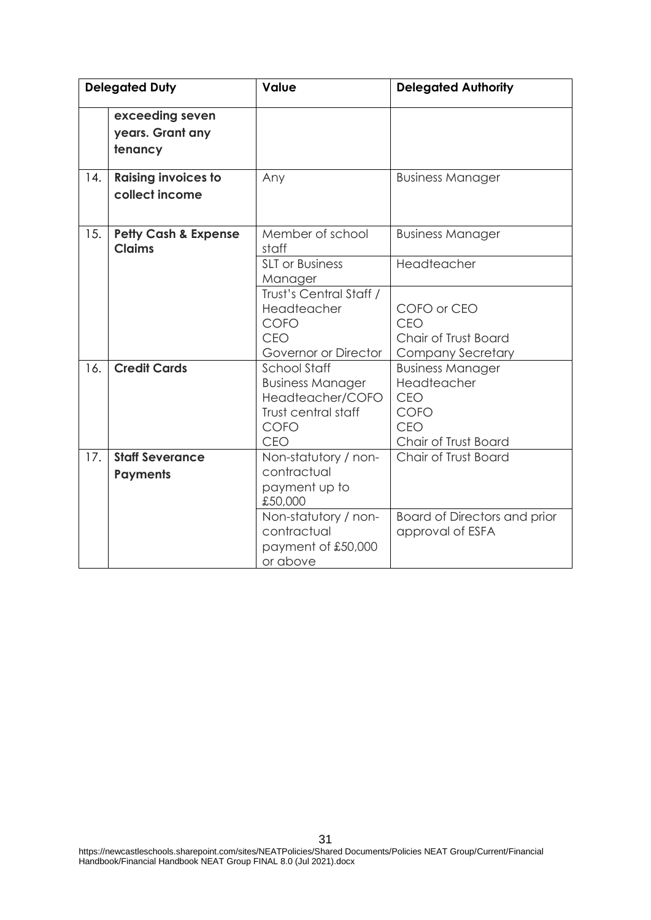| Delegated Duty | | Value | Delegated Authority |
|---|---|---|---|
| | **exceeding seven years. Grant any tenancy** | | |
| 14. | **Raising invoices to collect income** | Any | Business Manager |
| 15. | **Petty Cash & Expense Claims** | Member of school staff | Business Manager |
| | | SLT or Business Manager | Headteacher |
| | | Trust's Central Staff / Headteacher<br>COFO<br>CEO<br>Governor or Director | COFO or CEO<br>CEO<br>Chair of Trust Board<br>Company Secretary |
| 16. | **Credit Cards** | School Staff<br>Business Manager<br>Headteacher/COFO<br>Trust central staff<br>COFO<br>CEO | Business Manager<br>Headteacher<br>CEO<br>COFO<br>CEO<br>Chair of Trust Board |
| 17. | **Staff Severance Payments** | Non-statutory / non-contractual payment up to £50,000 | Chair of Trust Board |
| | | Non-statutory / non-contractual payment of £50,000 or above | Board of Directors and prior approval of ESFA |

https://newcastleschools.sharepoint.com/sites/NEATPolicies/Shared Documents/Policies NEAT Group/Current/Financial Handbook/Financial Handbook NEAT Group FINAL 8.0 (Jul 2021).docx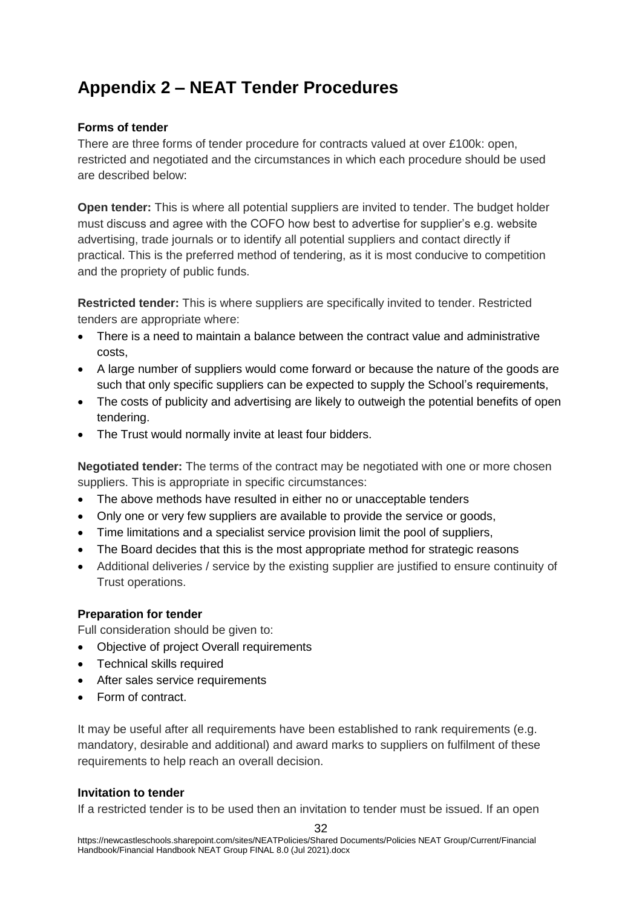# Appendix 2 – NEAT Tender Procedures

**Forms of tender**

There are three forms of tender procedure for contracts valued at over £100k: open, restricted and negotiated and the circumstances in which each procedure should be used are described below:

**Open tender:** This is where all potential suppliers are invited to tender. The budget holder must discuss and agree with the COFO how best to advertise for supplier's e.g. website advertising, trade journals or to identify all potential suppliers and contact directly if practical. This is the preferred method of tendering, as it is most conducive to competition and the propriety of public funds.

**Restricted tender:** This is where suppliers are specifically invited to tender. Restricted tenders are appropriate where:

- There is a need to maintain a balance between the contract value and administrative costs,
- A large number of suppliers would come forward or because the nature of the goods are such that only specific suppliers can be expected to supply the School's requirements,
- The costs of publicity and advertising are likely to outweigh the potential benefits of open tendering.
- The Trust would normally invite at least four bidders.

**Negotiated tender:** The terms of the contract may be negotiated with one or more chosen suppliers. This is appropriate in specific circumstances:

- The above methods have resulted in either no or unacceptable tenders
- Only one or very few suppliers are available to provide the service or goods,
- Time limitations and a specialist service provision limit the pool of suppliers,
- The Board decides that this is the most appropriate method for strategic reasons
- Additional deliveries / service by the existing supplier are justified to ensure continuity of Trust operations.

**Preparation for tender**

Full consideration should be given to:

- Objective of project Overall requirements
- Technical skills required
- After sales service requirements
- Form of contract.

It may be useful after all requirements have been established to rank requirements (e.g. mandatory, desirable and additional) and award marks to suppliers on fulfilment of these requirements to help reach an overall decision.

**Invitation to tender**

If a restricted tender is to be used then an invitation to tender must be issued. If an open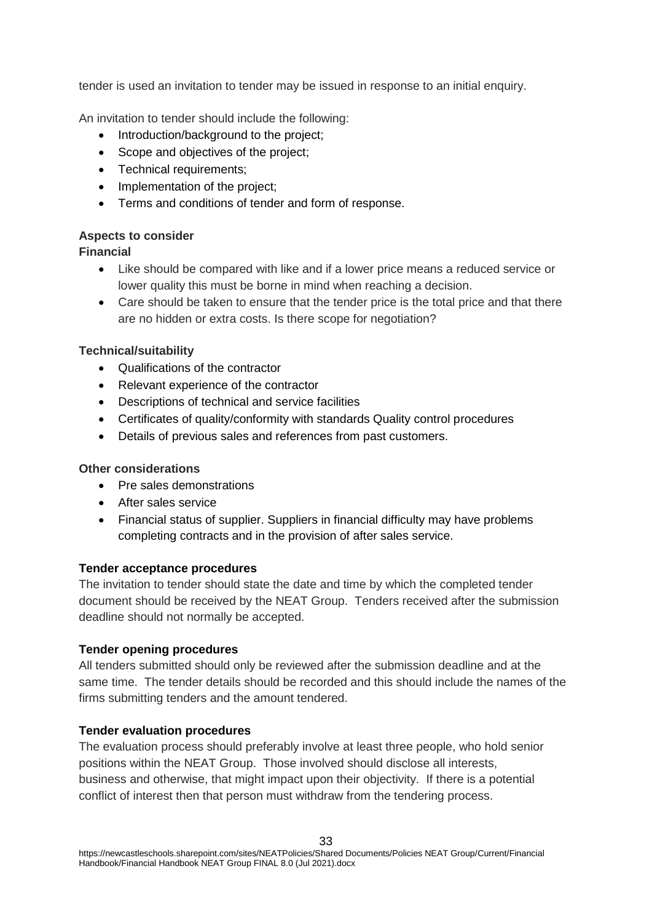tender is used an invitation to tender may be issued in response to an initial enquiry.

An invitation to tender should include the following:

- Introduction/background to the project;
- Scope and objectives of the project;
- Technical requirements;
- Implementation of the project;
- Terms and conditions of tender and form of response.

**Aspects to consider**

**Financial**

- Like should be compared with like and if a lower price means a reduced service or lower quality this must be borne in mind when reaching a decision.
- Care should be taken to ensure that the tender price is the total price and that there are no hidden or extra costs. Is there scope for negotiation?

**Technical/suitability**

- Qualifications of the contractor
- Relevant experience of the contractor
- Descriptions of technical and service facilities
- Certificates of quality/conformity with standards Quality control procedures
- Details of previous sales and references from past customers.

**Other considerations**

- Pre sales demonstrations
- After sales service
- Financial status of supplier. Suppliers in financial difficulty may have problems completing contracts and in the provision of after sales service.

**Tender acceptance procedures**

The invitation to tender should state the date and time by which the completed tender document should be received by the NEAT Group. Tenders received after the submission deadline should not normally be accepted.

**Tender opening procedures**

All tenders submitted should only be reviewed after the submission deadline and at the same time. The tender details should be recorded and this should include the names of the firms submitting tenders and the amount tendered.

**Tender evaluation procedures**

The evaluation process should preferably involve at least three people, who hold senior positions within the NEAT Group. Those involved should disclose all interests, business and otherwise, that might impact upon their objectivity. If there is a potential conflict of interest then that person must withdraw from the tendering process.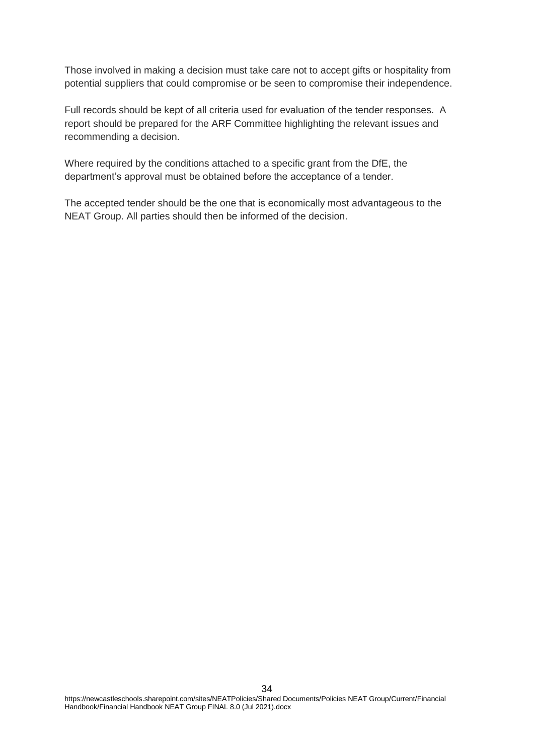Those involved in making a decision must take care not to accept gifts or hospitality from potential suppliers that could compromise or be seen to compromise their independence.

Full records should be kept of all criteria used for evaluation of the tender responses. A report should be prepared for the ARF Committee highlighting the relevant issues and recommending a decision.

Where required by the conditions attached to a specific grant from the DfE, the department's approval must be obtained before the acceptance of a tender.

The accepted tender should be the one that is economically most advantageous to the NEAT Group. All parties should then be informed of the decision.